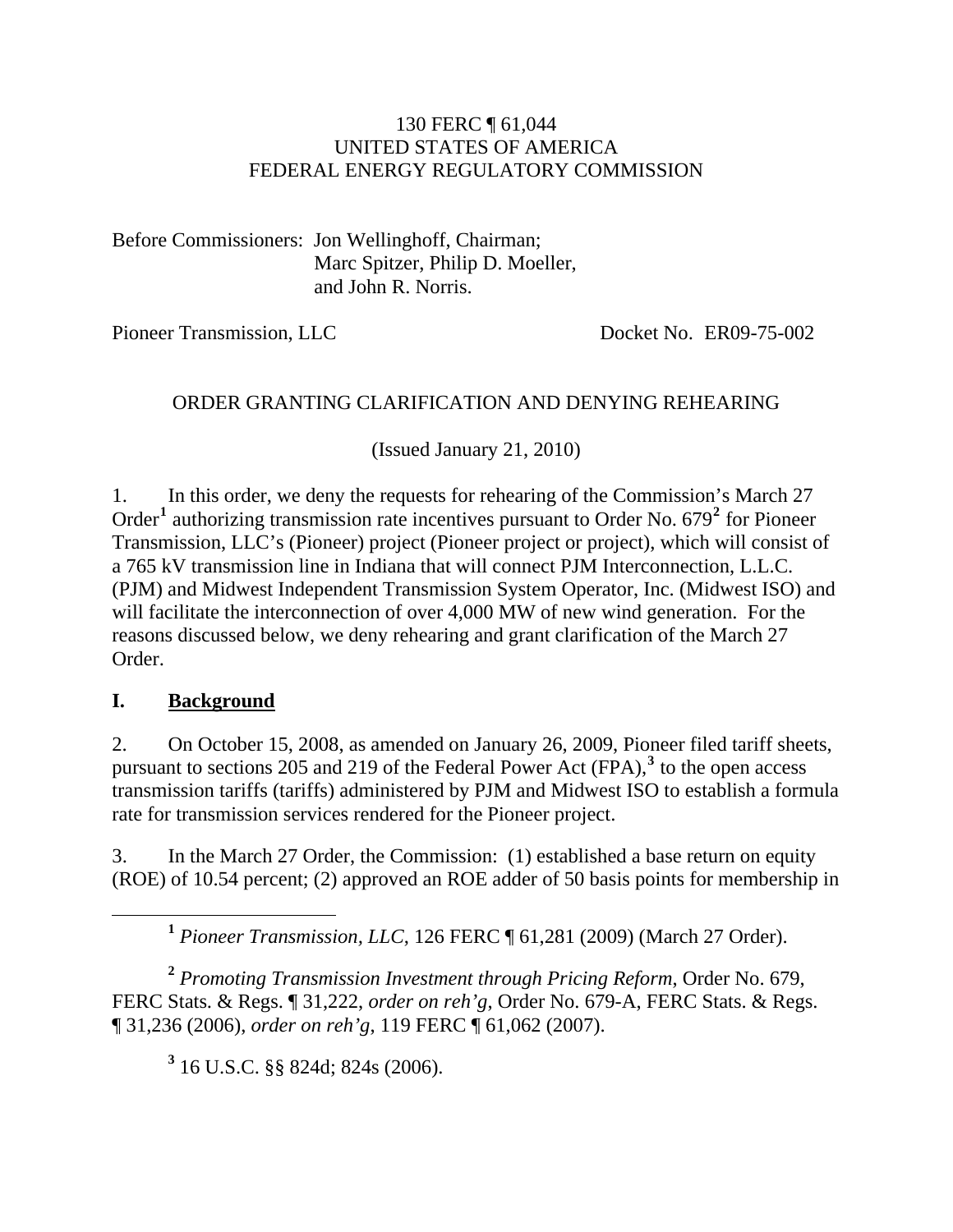130 FERC ¶ 61,044
UNITED STATES OF AMERICA
FEDERAL ENERGY REGULATORY COMMISSION

Before Commissioners: Jon Wellinghoff, Chairman;
Marc Spitzer, Philip D. Moeller,
and John R. Norris.

Pioneer Transmission, LLC Docket No. ER09-75-002

ORDER GRANTING CLARIFICATION AND DENYING REHEARING

(Issued January 21, 2010)

1. In this order, we deny the requests for rehearing of the Commission's March 27 Order[1] authorizing transmission rate incentives pursuant to Order No. 679[2] for Pioneer Transmission, LLC's (Pioneer) project (Pioneer project or project), which will consist of a 765 kV transmission line in Indiana that will connect PJM Interconnection, L.L.C. (PJM) and Midwest Independent Transmission System Operator, Inc. (Midwest ISO) and will facilitate the interconnection of over 4,000 MW of new wind generation. For the reasons discussed below, we deny rehearing and grant clarification of the March 27 Order.

## I. Background

2. On October 15, 2008, as amended on January 26, 2009, Pioneer filed tariff sheets, pursuant to sections 205 and 219 of the Federal Power Act (FPA),[3] to the open access transmission tariffs (tariffs) administered by PJM and Midwest ISO to establish a formula rate for transmission services rendered for the Pioneer project.

3. In the March 27 Order, the Commission: (1) established a base return on equity (ROE) of 10.54 percent; (2) approved an ROE adder of 50 basis points for membership in

---

[1] *Pioneer Transmission, LLC*, 126 FERC ¶ 61,281 (2009) (March 27 Order).

[2] *Promoting Transmission Investment through Pricing Reform*, Order No. 679, FERC Stats. & Regs. ¶ 31,222, *order on reh'g*, Order No. 679-A, FERC Stats. & Regs. ¶ 31,236 (2006), *order on reh'g*, 119 FERC ¶ 61,062 (2007).

[3] 16 U.S.C. §§ 824d; 824s (2006).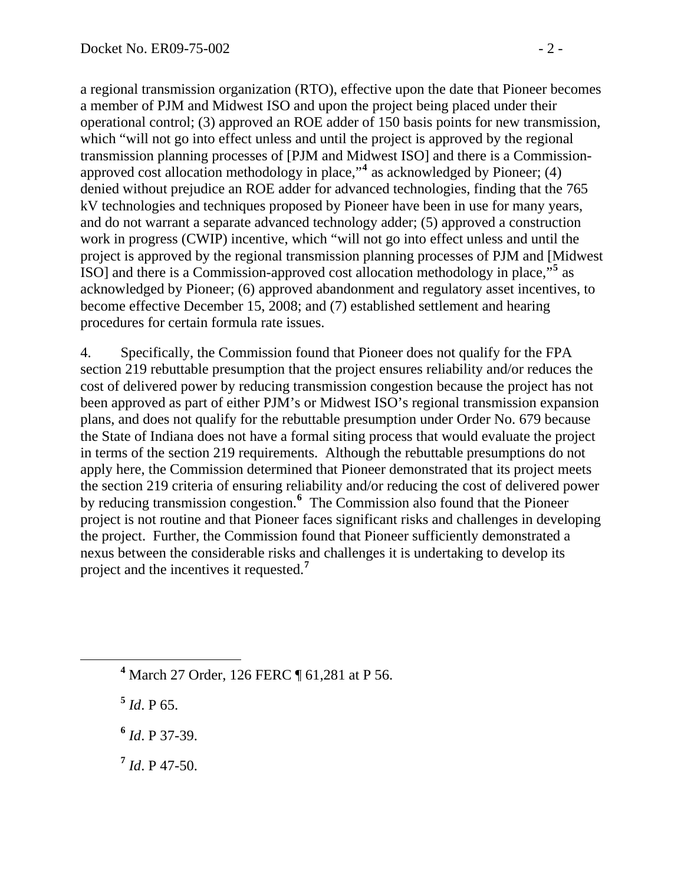a regional transmission organization (RTO), effective upon the date that Pioneer becomes a member of PJM and Midwest ISO and upon the project being placed under their operational control; (3) approved an ROE adder of 150 basis points for new transmission, which "will not go into effect unless and until the project is approved by the regional transmission planning processes of [PJM and Midwest ISO] and there is a Commission-approved cost allocation methodology in place,"[4] as acknowledged by Pioneer; (4) denied without prejudice an ROE adder for advanced technologies, finding that the 765 kV technologies and techniques proposed by Pioneer have been in use for many years, and do not warrant a separate advanced technology adder; (5) approved a construction work in progress (CWIP) incentive, which "will not go into effect unless and until the project is approved by the regional transmission planning processes of PJM and [Midwest ISO] and there is a Commission-approved cost allocation methodology in place,"[5] as acknowledged by Pioneer; (6) approved abandonment and regulatory asset incentives, to become effective December 15, 2008; and (7) established settlement and hearing procedures for certain formula rate issues.

4. Specifically, the Commission found that Pioneer does not qualify for the FPA section 219 rebuttable presumption that the project ensures reliability and/or reduces the cost of delivered power by reducing transmission congestion because the project has not been approved as part of either PJM's or Midwest ISO's regional transmission expansion plans, and does not qualify for the rebuttable presumption under Order No. 679 because the State of Indiana does not have a formal siting process that would evaluate the project in terms of the section 219 requirements. Although the rebuttable presumptions do not apply here, the Commission determined that Pioneer demonstrated that its project meets the section 219 criteria of ensuring reliability and/or reducing the cost of delivered power by reducing transmission congestion.[6] The Commission also found that the Pioneer project is not routine and that Pioneer faces significant risks and challenges in developing the project. Further, the Commission found that Pioneer sufficiently demonstrated a nexus between the considerable risks and challenges it is undertaking to develop its project and the incentives it requested.[7]

---

[4] March 27 Order, 126 FERC ¶ 61,281 at P 56.

[5] *Id*. P 65.

[6] *Id*. P 37-39.

[7] *Id*. P 47-50.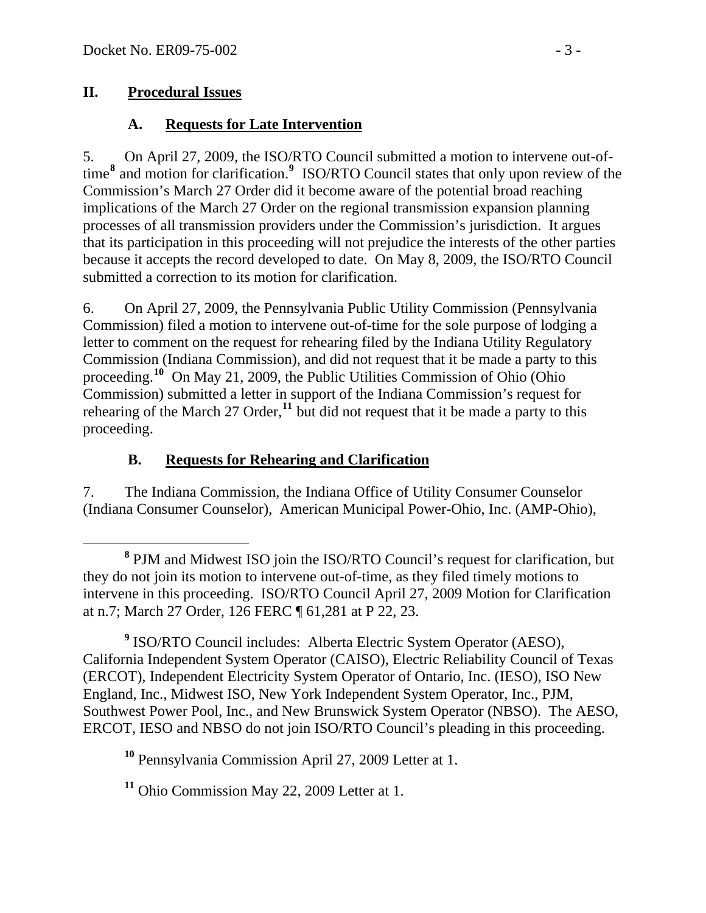## II. Procedural Issues

### A. Requests for Late Intervention

5. On April 27, 2009, the ISO/RTO Council submitted a motion to intervene out-of-time[8] and motion for clarification.[9] ISO/RTO Council states that only upon review of the Commission's March 27 Order did it become aware of the potential broad reaching implications of the March 27 Order on the regional transmission expansion planning processes of all transmission providers under the Commission's jurisdiction. It argues that its participation in this proceeding will not prejudice the interests of the other parties because it accepts the record developed to date. On May 8, 2009, the ISO/RTO Council submitted a correction to its motion for clarification.

6. On April 27, 2009, the Pennsylvania Public Utility Commission (Pennsylvania Commission) filed a motion to intervene out-of-time for the sole purpose of lodging a letter to comment on the request for rehearing filed by the Indiana Utility Regulatory Commission (Indiana Commission), and did not request that it be made a party to this proceeding.[10] On May 21, 2009, the Public Utilities Commission of Ohio (Ohio Commission) submitted a letter in support of the Indiana Commission's request for rehearing of the March 27 Order,[11] but did not request that it be made a party to this proceeding.

### B. Requests for Rehearing and Clarification

7. The Indiana Commission, the Indiana Office of Utility Consumer Counselor (Indiana Consumer Counselor), American Municipal Power-Ohio, Inc. (AMP-Ohio),

---

[8] PJM and Midwest ISO join the ISO/RTO Council's request for clarification, but they do not join its motion to intervene out-of-time, as they filed timely motions to intervene in this proceeding. ISO/RTO Council April 27, 2009 Motion for Clarification at n.7; March 27 Order, 126 FERC ¶ 61,281 at P 22, 23.

[9] ISO/RTO Council includes: Alberta Electric System Operator (AESO), California Independent System Operator (CAISO), Electric Reliability Council of Texas (ERCOT), Independent Electricity System Operator of Ontario, Inc. (IESO), ISO New England, Inc., Midwest ISO, New York Independent System Operator, Inc., PJM, Southwest Power Pool, Inc., and New Brunswick System Operator (NBSO). The AESO, ERCOT, IESO and NBSO do not join ISO/RTO Council's pleading in this proceeding.

[10] Pennsylvania Commission April 27, 2009 Letter at 1.

[11] Ohio Commission May 22, 2009 Letter at 1.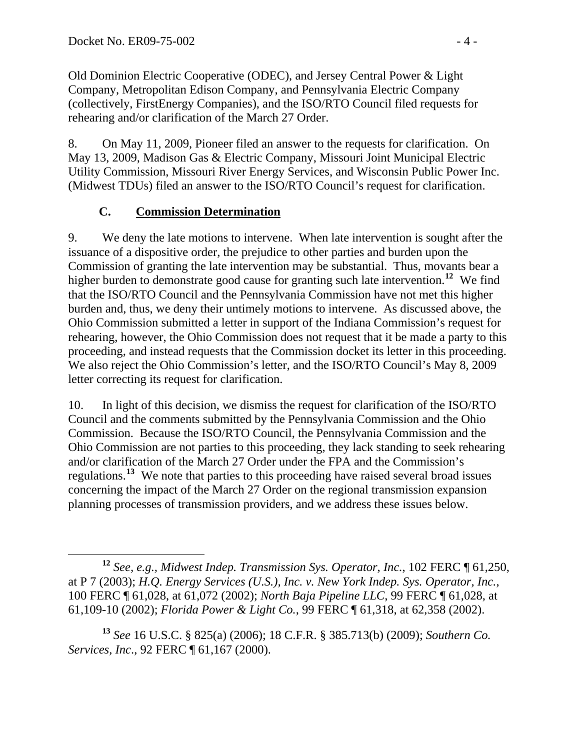Old Dominion Electric Cooperative (ODEC), and Jersey Central Power & Light Company, Metropolitan Edison Company, and Pennsylvania Electric Company (collectively, FirstEnergy Companies), and the ISO/RTO Council filed requests for rehearing and/or clarification of the March 27 Order.

8. On May 11, 2009, Pioneer filed an answer to the requests for clarification. On May 13, 2009, Madison Gas & Electric Company, Missouri Joint Municipal Electric Utility Commission, Missouri River Energy Services, and Wisconsin Public Power Inc. (Midwest TDUs) filed an answer to the ISO/RTO Council's request for clarification.

### C. Commission Determination

9. We deny the late motions to intervene. When late intervention is sought after the issuance of a dispositive order, the prejudice to other parties and burden upon the Commission of granting the late intervention may be substantial. Thus, movants bear a higher burden to demonstrate good cause for granting such late intervention.[12] We find that the ISO/RTO Council and the Pennsylvania Commission have not met this higher burden and, thus, we deny their untimely motions to intervene. As discussed above, the Ohio Commission submitted a letter in support of the Indiana Commission's request for rehearing, however, the Ohio Commission does not request that it be made a party to this proceeding, and instead requests that the Commission docket its letter in this proceeding. We also reject the Ohio Commission's letter, and the ISO/RTO Council's May 8, 2009 letter correcting its request for clarification.

10. In light of this decision, we dismiss the request for clarification of the ISO/RTO Council and the comments submitted by the Pennsylvania Commission and the Ohio Commission. Because the ISO/RTO Council, the Pennsylvania Commission and the Ohio Commission are not parties to this proceeding, they lack standing to seek rehearing and/or clarification of the March 27 Order under the FPA and the Commission's regulations.[13] We note that parties to this proceeding have raised several broad issues concerning the impact of the March 27 Order on the regional transmission expansion planning processes of transmission providers, and we address these issues below.

---

[12] *See, e.g., Midwest Indep. Transmission Sys. Operator, Inc.*, 102 FERC ¶ 61,250, at P 7 (2003); *H.Q. Energy Services (U.S.), Inc. v. New York Indep. Sys. Operator, Inc.*, 100 FERC ¶ 61,028, at 61,072 (2002); *North Baja Pipeline LLC*, 99 FERC ¶ 61,028, at 61,109-10 (2002); *Florida Power & Light Co.*, 99 FERC ¶ 61,318, at 62,358 (2002).

[13] *See* 16 U.S.C. § 825(a) (2006); 18 C.F.R. § 385.713(b) (2009); *Southern Co. Services, Inc*., 92 FERC ¶ 61,167 (2000).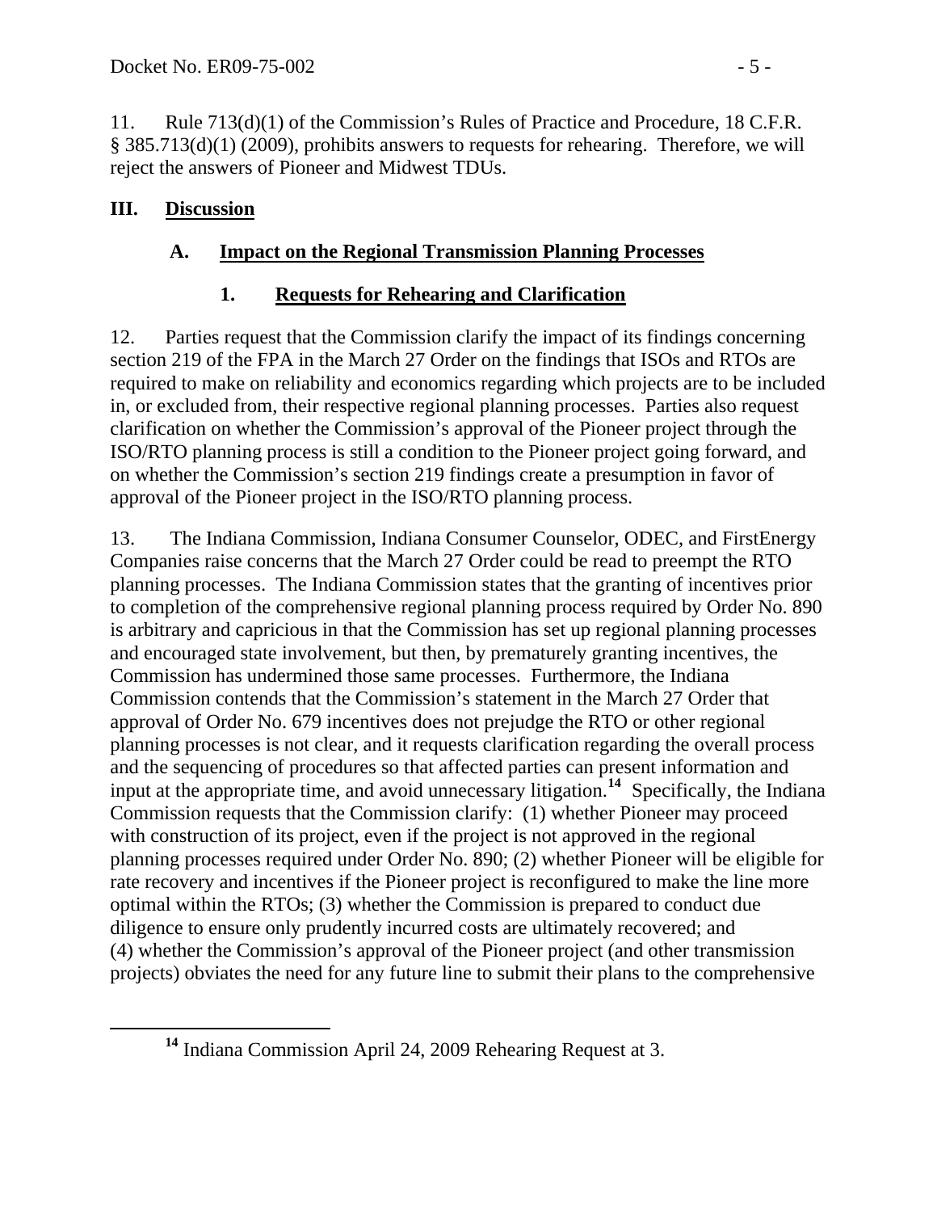11. Rule 713(d)(1) of the Commission's Rules of Practice and Procedure, 18 C.F.R. § 385.713(d)(1) (2009), prohibits answers to requests for rehearing. Therefore, we will reject the answers of Pioneer and Midwest TDUs.

## III. Discussion

### A. Impact on the Regional Transmission Planning Processes

#### 1. Requests for Rehearing and Clarification

12. Parties request that the Commission clarify the impact of its findings concerning section 219 of the FPA in the March 27 Order on the findings that ISOs and RTOs are required to make on reliability and economics regarding which projects are to be included in, or excluded from, their respective regional planning processes. Parties also request clarification on whether the Commission's approval of the Pioneer project through the ISO/RTO planning process is still a condition to the Pioneer project going forward, and on whether the Commission's section 219 findings create a presumption in favor of approval of the Pioneer project in the ISO/RTO planning process.

13. The Indiana Commission, Indiana Consumer Counselor, ODEC, and FirstEnergy Companies raise concerns that the March 27 Order could be read to preempt the RTO planning processes. The Indiana Commission states that the granting of incentives prior to completion of the comprehensive regional planning process required by Order No. 890 is arbitrary and capricious in that the Commission has set up regional planning processes and encouraged state involvement, but then, by prematurely granting incentives, the Commission has undermined those same processes. Furthermore, the Indiana Commission contends that the Commission's statement in the March 27 Order that approval of Order No. 679 incentives does not prejudge the RTO or other regional planning processes is not clear, and it requests clarification regarding the overall process and the sequencing of procedures so that affected parties can present information and input at the appropriate time, and avoid unnecessary litigation.[14] Specifically, the Indiana Commission requests that the Commission clarify: (1) whether Pioneer may proceed with construction of its project, even if the project is not approved in the regional planning processes required under Order No. 890; (2) whether Pioneer will be eligible for rate recovery and incentives if the Pioneer project is reconfigured to make the line more optimal within the RTOs; (3) whether the Commission is prepared to conduct due diligence to ensure only prudently incurred costs are ultimately recovered; and (4) whether the Commission's approval of the Pioneer project (and other transmission projects) obviates the need for any future line to submit their plans to the comprehensive

[14] Indiana Commission April 24, 2009 Rehearing Request at 3.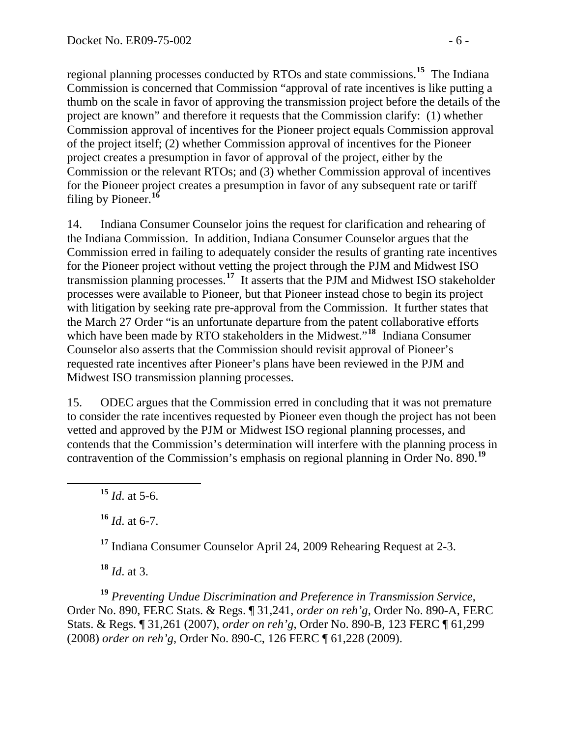regional planning processes conducted by RTOs and state commissions.[15] The Indiana Commission is concerned that Commission "approval of rate incentives is like putting a thumb on the scale in favor of approving the transmission project before the details of the project are known" and therefore it requests that the Commission clarify: (1) whether Commission approval of incentives for the Pioneer project equals Commission approval of the project itself; (2) whether Commission approval of incentives for the Pioneer project creates a presumption in favor of approval of the project, either by the Commission or the relevant RTOs; and (3) whether Commission approval of incentives for the Pioneer project creates a presumption in favor of any subsequent rate or tariff filing by Pioneer.[16]

14. Indiana Consumer Counselor joins the request for clarification and rehearing of the Indiana Commission. In addition, Indiana Consumer Counselor argues that the Commission erred in failing to adequately consider the results of granting rate incentives for the Pioneer project without vetting the project through the PJM and Midwest ISO transmission planning processes.[17] It asserts that the PJM and Midwest ISO stakeholder processes were available to Pioneer, but that Pioneer instead chose to begin its project with litigation by seeking rate pre-approval from the Commission. It further states that the March 27 Order "is an unfortunate departure from the patent collaborative efforts which have been made by RTO stakeholders in the Midwest."[18] Indiana Consumer Counselor also asserts that the Commission should revisit approval of Pioneer's requested rate incentives after Pioneer's plans have been reviewed in the PJM and Midwest ISO transmission planning processes.

15. ODEC argues that the Commission erred in concluding that it was not premature to consider the rate incentives requested by Pioneer even though the project has not been vetted and approved by the PJM or Midwest ISO regional planning processes, and contends that the Commission's determination will interfere with the planning process in contravention of the Commission's emphasis on regional planning in Order No. 890.[19]

---

[15] *Id*. at 5-6.

[16] *Id*. at 6-7.

[17] Indiana Consumer Counselor April 24, 2009 Rehearing Request at 2-3.

[18] *Id*. at 3.

[19] *Preventing Undue Discrimination and Preference in Transmission Service*, Order No. 890, FERC Stats. & Regs. ¶ 31,241, *order on reh'g*, Order No. 890-A, FERC Stats. & Regs. ¶ 31,261 (2007), *order on reh'g*, Order No. 890-B, 123 FERC ¶ 61,299 (2008) *order on reh'g*, Order No. 890-C, 126 FERC ¶ 61,228 (2009).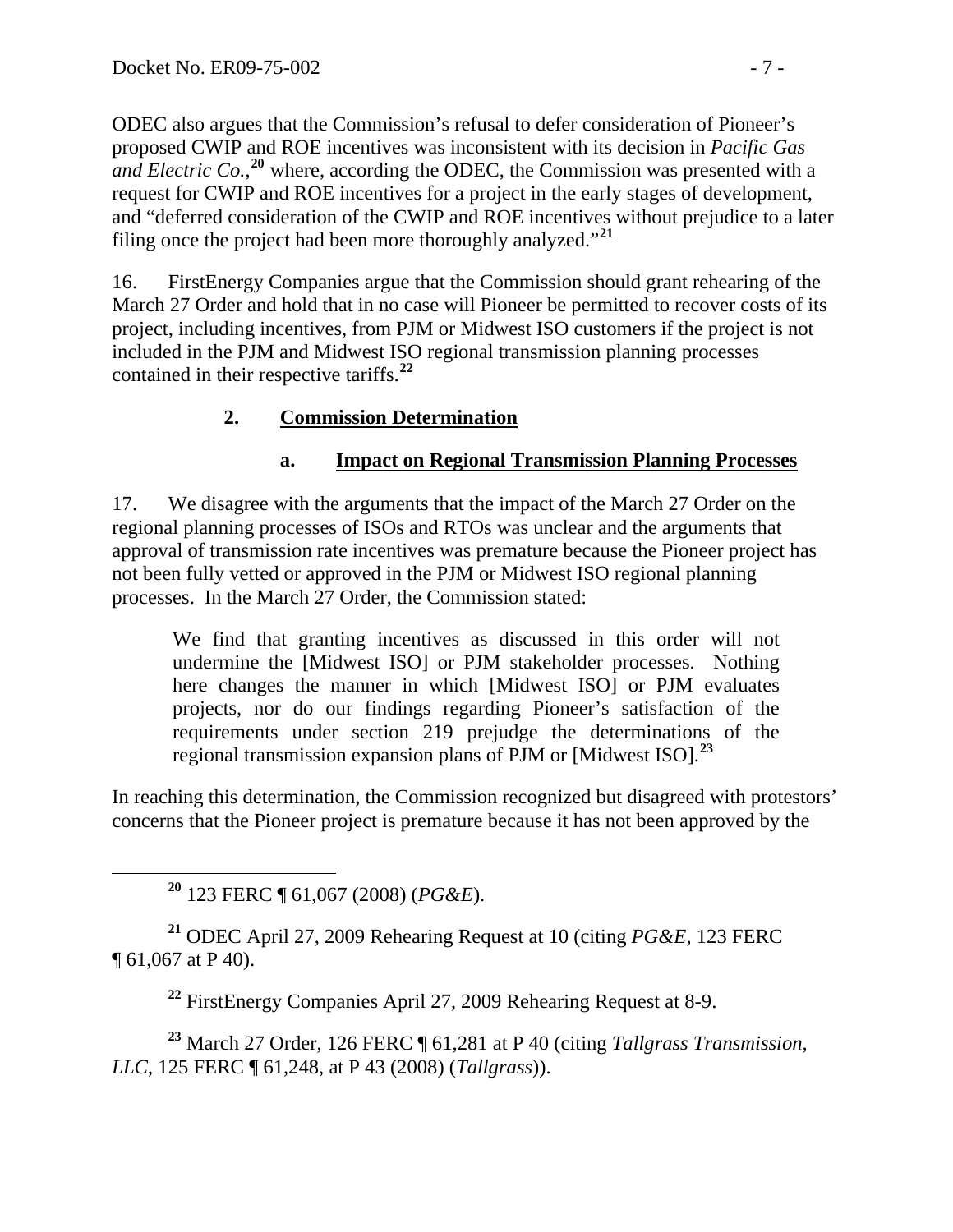ODEC also argues that the Commission's refusal to defer consideration of Pioneer's proposed CWIP and ROE incentives was inconsistent with its decision in *Pacific Gas and Electric Co.*,[20] where, according the ODEC, the Commission was presented with a request for CWIP and ROE incentives for a project in the early stages of development, and "deferred consideration of the CWIP and ROE incentives without prejudice to a later filing once the project had been more thoroughly analyzed."[21]

16. FirstEnergy Companies argue that the Commission should grant rehearing of the March 27 Order and hold that in no case will Pioneer be permitted to recover costs of its project, including incentives, from PJM or Midwest ISO customers if the project is not included in the PJM and Midwest ISO regional transmission planning processes contained in their respective tariffs.[22]

### 2. Commission Determination

#### a. Impact on Regional Transmission Planning Processes

17. We disagree with the arguments that the impact of the March 27 Order on the regional planning processes of ISOs and RTOs was unclear and the arguments that approval of transmission rate incentives was premature because the Pioneer project has not been fully vetted or approved in the PJM or Midwest ISO regional planning processes. In the March 27 Order, the Commission stated:

> We find that granting incentives as discussed in this order will not undermine the [Midwest ISO] or PJM stakeholder processes. Nothing here changes the manner in which [Midwest ISO] or PJM evaluates projects, nor do our findings regarding Pioneer's satisfaction of the requirements under section 219 prejudge the determinations of the regional transmission expansion plans of PJM or [Midwest ISO].[23]

In reaching this determination, the Commission recognized but disagreed with protestors' concerns that the Pioneer project is premature because it has not been approved by the

---

[20] 123 FERC ¶ 61,067 (2008) (*PG&E*).

[21] ODEC April 27, 2009 Rehearing Request at 10 (citing *PG&E*, 123 FERC ¶ 61,067 at P 40).

[22] FirstEnergy Companies April 27, 2009 Rehearing Request at 8-9.

[23] March 27 Order, 126 FERC ¶ 61,281 at P 40 (citing *Tallgrass Transmission, LLC*, 125 FERC ¶ 61,248, at P 43 (2008) (*Tallgrass*)).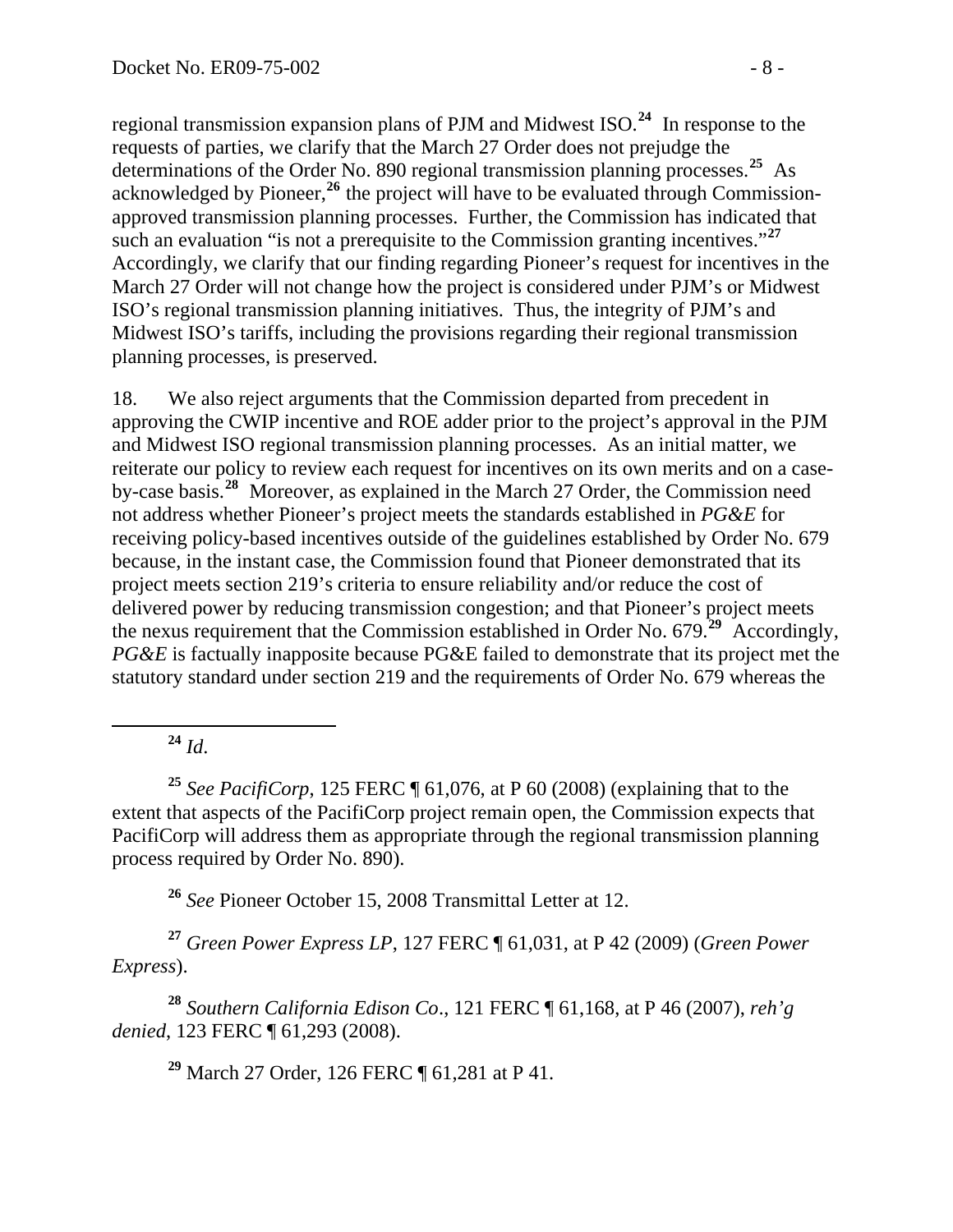regional transmission expansion plans of PJM and Midwest ISO.[24] In response to the requests of parties, we clarify that the March 27 Order does not prejudge the determinations of the Order No. 890 regional transmission planning processes.[25] As acknowledged by Pioneer,[26] the project will have to be evaluated through Commission-approved transmission planning processes. Further, the Commission has indicated that such an evaluation "is not a prerequisite to the Commission granting incentives."[27] Accordingly, we clarify that our finding regarding Pioneer's request for incentives in the March 27 Order will not change how the project is considered under PJM's or Midwest ISO's regional transmission planning initiatives. Thus, the integrity of PJM's and Midwest ISO's tariffs, including the provisions regarding their regional transmission planning processes, is preserved.

18. We also reject arguments that the Commission departed from precedent in approving the CWIP incentive and ROE adder prior to the project's approval in the PJM and Midwest ISO regional transmission planning processes. As an initial matter, we reiterate our policy to review each request for incentives on its own merits and on a case-by-case basis.[28] Moreover, as explained in the March 27 Order, the Commission need not address whether Pioneer's project meets the standards established in *PG&E* for receiving policy-based incentives outside of the guidelines established by Order No. 679 because, in the instant case, the Commission found that Pioneer demonstrated that its project meets section 219's criteria to ensure reliability and/or reduce the cost of delivered power by reducing transmission congestion; and that Pioneer's project meets the nexus requirement that the Commission established in Order No. 679.[29] Accordingly, *PG&E* is factually inapposite because PG&E failed to demonstrate that its project met the statutory standard under section 219 and the requirements of Order No. 679 whereas the

---

[24] *Id*.

[25] *See PacifiCorp*, 125 FERC ¶ 61,076, at P 60 (2008) (explaining that to the extent that aspects of the PacifiCorp project remain open, the Commission expects that PacifiCorp will address them as appropriate through the regional transmission planning process required by Order No. 890).

[26] *See* Pioneer October 15, 2008 Transmittal Letter at 12.

[27] *Green Power Express LP*, 127 FERC ¶ 61,031, at P 42 (2009) (*Green Power Express*).

[28] *Southern California Edison Co*., 121 FERC ¶ 61,168, at P 46 (2007), *reh'g denied*, 123 FERC ¶ 61,293 (2008).

[29] March 27 Order, 126 FERC ¶ 61,281 at P 41.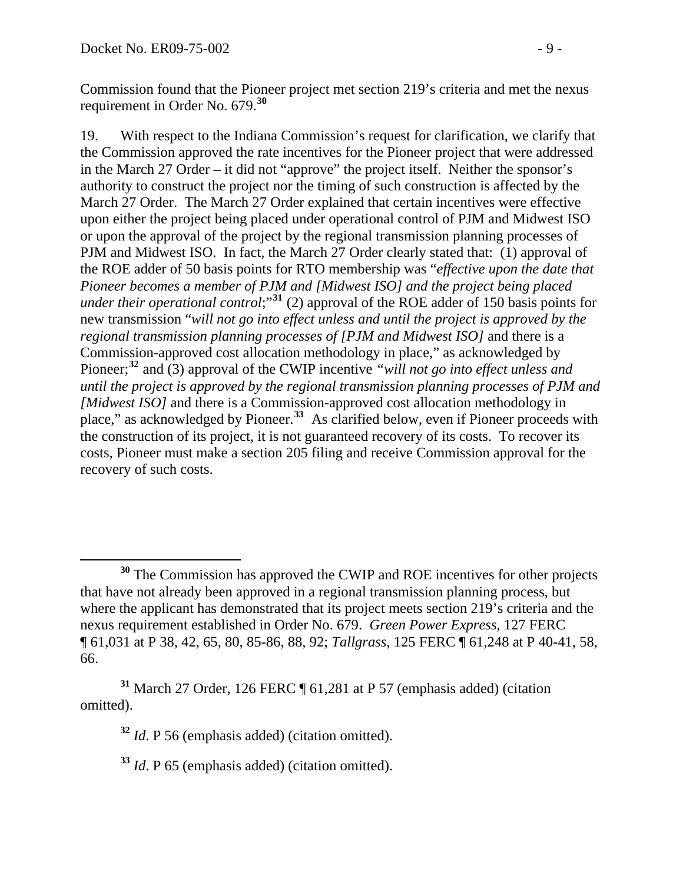Commission found that the Pioneer project met section 219's criteria and met the nexus requirement in Order No. 679.[30]

19. With respect to the Indiana Commission's request for clarification, we clarify that the Commission approved the rate incentives for the Pioneer project that were addressed in the March 27 Order – it did not "approve" the project itself. Neither the sponsor's authority to construct the project nor the timing of such construction is affected by the March 27 Order. The March 27 Order explained that certain incentives were effective upon either the project being placed under operational control of PJM and Midwest ISO or upon the approval of the project by the regional transmission planning processes of PJM and Midwest ISO. In fact, the March 27 Order clearly stated that: (1) approval of the ROE adder of 50 basis points for RTO membership was "*effective upon the date that Pioneer becomes a member of PJM and [Midwest ISO] and the project being placed under their operational control*;"[31] (2) approval of the ROE adder of 150 basis points for new transmission "*will not go into effect unless and until the project is approved by the regional transmission planning processes of [PJM and Midwest ISO]* and there is a Commission-approved cost allocation methodology in place," as acknowledged by Pioneer;[32] and (3) approval of the CWIP incentive *"will not go into effect unless and until the project is approved by the regional transmission planning processes of PJM and [Midwest ISO]* and there is a Commission-approved cost allocation methodology in place," as acknowledged by Pioneer.[33] As clarified below, even if Pioneer proceeds with the construction of its project, it is not guaranteed recovery of its costs. To recover its costs, Pioneer must make a section 205 filing and receive Commission approval for the recovery of such costs.

---

[30] The Commission has approved the CWIP and ROE incentives for other projects that have not already been approved in a regional transmission planning process, but where the applicant has demonstrated that its project meets section 219's criteria and the nexus requirement established in Order No. 679. *Green Power Express*, 127 FERC ¶ 61,031 at P 38, 42, 65, 80, 85-86, 88, 92; *Tallgrass*, 125 FERC ¶ 61,248 at P 40-41, 58, 66.

[31] March 27 Order, 126 FERC ¶ 61,281 at P 57 (emphasis added) (citation omitted).

[32] *Id*. P 56 (emphasis added) (citation omitted).

[33] *Id*. P 65 (emphasis added) (citation omitted).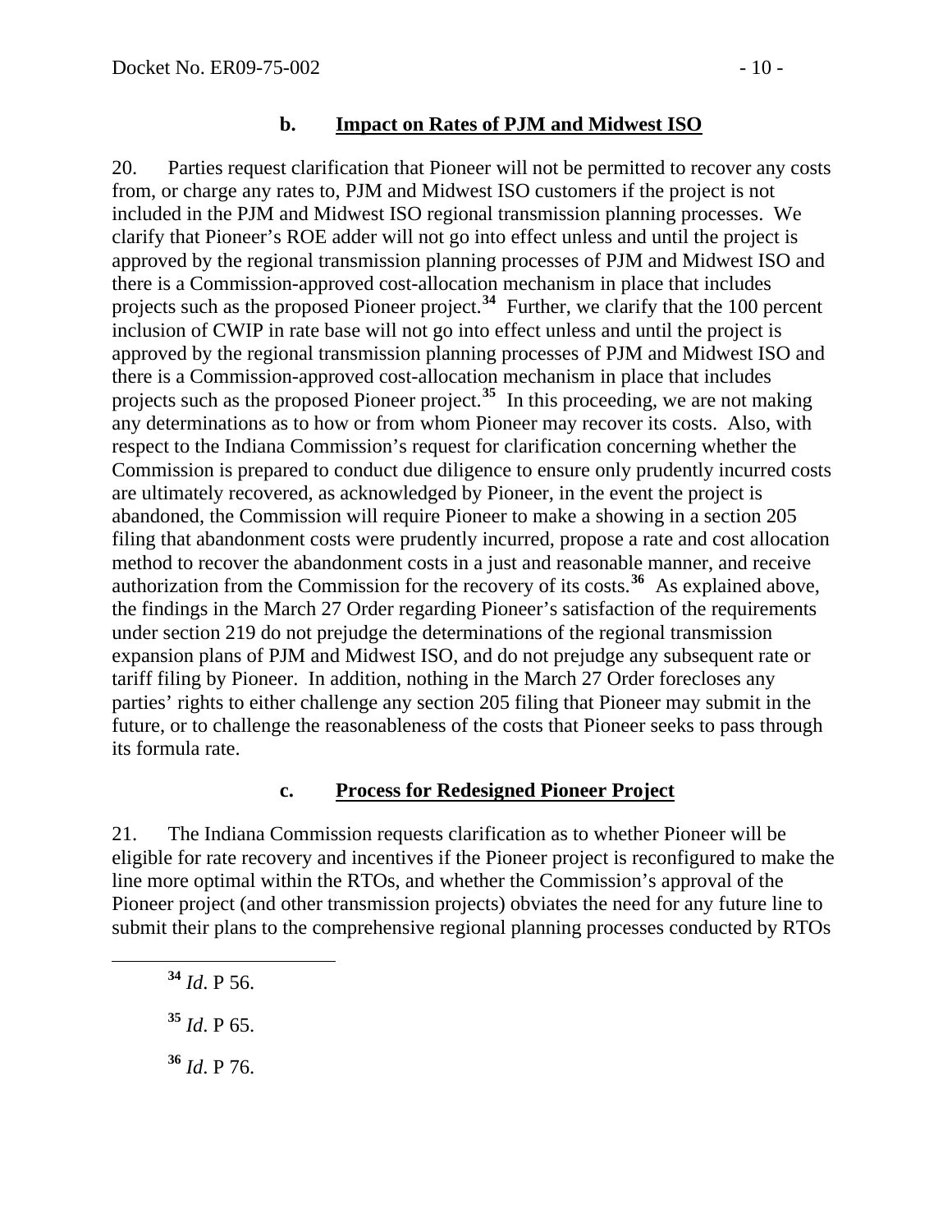### b. Impact on Rates of PJM and Midwest ISO

20. Parties request clarification that Pioneer will not be permitted to recover any costs from, or charge any rates to, PJM and Midwest ISO customers if the project is not included in the PJM and Midwest ISO regional transmission planning processes. We clarify that Pioneer's ROE adder will not go into effect unless and until the project is approved by the regional transmission planning processes of PJM and Midwest ISO and there is a Commission-approved cost-allocation mechanism in place that includes projects such as the proposed Pioneer project.[34] Further, we clarify that the 100 percent inclusion of CWIP in rate base will not go into effect unless and until the project is approved by the regional transmission planning processes of PJM and Midwest ISO and there is a Commission-approved cost-allocation mechanism in place that includes projects such as the proposed Pioneer project.[35] In this proceeding, we are not making any determinations as to how or from whom Pioneer may recover its costs. Also, with respect to the Indiana Commission's request for clarification concerning whether the Commission is prepared to conduct due diligence to ensure only prudently incurred costs are ultimately recovered, as acknowledged by Pioneer, in the event the project is abandoned, the Commission will require Pioneer to make a showing in a section 205 filing that abandonment costs were prudently incurred, propose a rate and cost allocation method to recover the abandonment costs in a just and reasonable manner, and receive authorization from the Commission for the recovery of its costs.[36] As explained above, the findings in the March 27 Order regarding Pioneer's satisfaction of the requirements under section 219 do not prejudge the determinations of the regional transmission expansion plans of PJM and Midwest ISO, and do not prejudge any subsequent rate or tariff filing by Pioneer. In addition, nothing in the March 27 Order forecloses any parties' rights to either challenge any section 205 filing that Pioneer may submit in the future, or to challenge the reasonableness of the costs that Pioneer seeks to pass through its formula rate.

### c. Process for Redesigned Pioneer Project

21. The Indiana Commission requests clarification as to whether Pioneer will be eligible for rate recovery and incentives if the Pioneer project is reconfigured to make the line more optimal within the RTOs, and whether the Commission's approval of the Pioneer project (and other transmission projects) obviates the need for any future line to submit their plans to the comprehensive regional planning processes conducted by RTOs

[34] *Id*. P 56.

[35] *Id*. P 65.

[36] *Id*. P 76.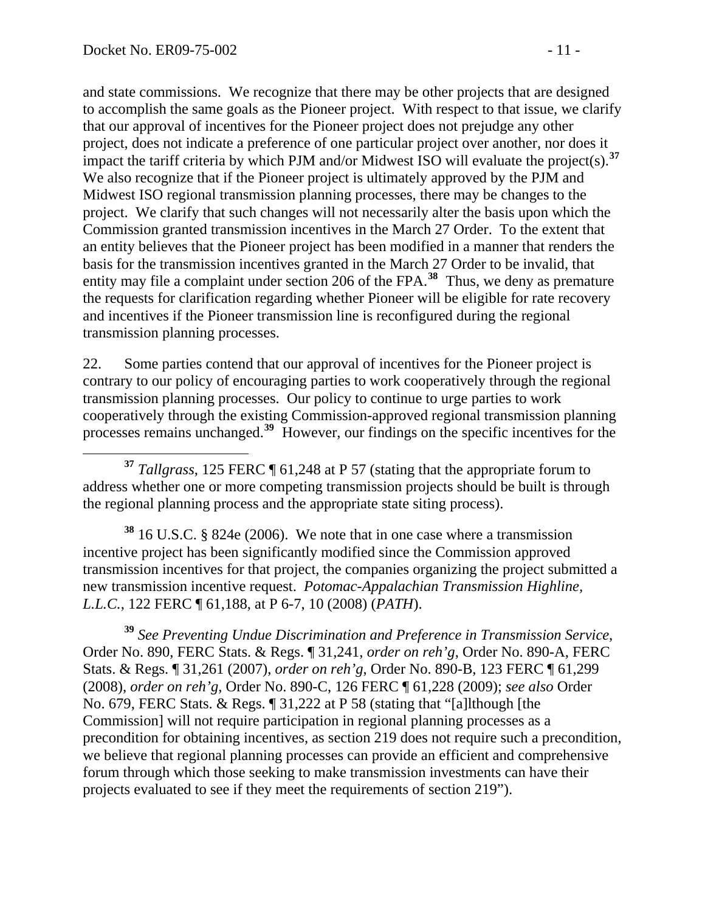and state commissions. We recognize that there may be other projects that are designed to accomplish the same goals as the Pioneer project. With respect to that issue, we clarify that our approval of incentives for the Pioneer project does not prejudge any other project, does not indicate a preference of one particular project over another, nor does it impact the tariff criteria by which PJM and/or Midwest ISO will evaluate the project(s).[37] We also recognize that if the Pioneer project is ultimately approved by the PJM and Midwest ISO regional transmission planning processes, there may be changes to the project. We clarify that such changes will not necessarily alter the basis upon which the Commission granted transmission incentives in the March 27 Order. To the extent that an entity believes that the Pioneer project has been modified in a manner that renders the basis for the transmission incentives granted in the March 27 Order to be invalid, that entity may file a complaint under section 206 of the FPA.[38] Thus, we deny as premature the requests for clarification regarding whether Pioneer will be eligible for rate recovery and incentives if the Pioneer transmission line is reconfigured during the regional transmission planning processes.

22. Some parties contend that our approval of incentives for the Pioneer project is contrary to our policy of encouraging parties to work cooperatively through the regional transmission planning processes. Our policy to continue to urge parties to work cooperatively through the existing Commission-approved regional transmission planning processes remains unchanged.[39] However, our findings on the specific incentives for the

[37] *Tallgrass*, 125 FERC ¶ 61,248 at P 57 (stating that the appropriate forum to address whether one or more competing transmission projects should be built is through the regional planning process and the appropriate state siting process).

[38] 16 U.S.C. § 824e (2006). We note that in one case where a transmission incentive project has been significantly modified since the Commission approved transmission incentives for that project, the companies organizing the project submitted a new transmission incentive request. *Potomac-Appalachian Transmission Highline, L.L.C.*, 122 FERC ¶ 61,188, at P 6-7, 10 (2008) (*PATH*).

[39] *See Preventing Undue Discrimination and Preference in Transmission Service*, Order No. 890, FERC Stats. & Regs. ¶ 31,241, *order on reh'g*, Order No. 890-A, FERC Stats. & Regs. ¶ 31,261 (2007), *order on reh'g*, Order No. 890-B, 123 FERC ¶ 61,299 (2008), *order on reh'g*, Order No. 890-C, 126 FERC ¶ 61,228 (2009); *see also* Order No. 679, FERC Stats. & Regs. ¶ 31,222 at P 58 (stating that "[a]lthough [the Commission] will not require participation in regional planning processes as a precondition for obtaining incentives, as section 219 does not require such a precondition, we believe that regional planning processes can provide an efficient and comprehensive forum through which those seeking to make transmission investments can have their projects evaluated to see if they meet the requirements of section 219").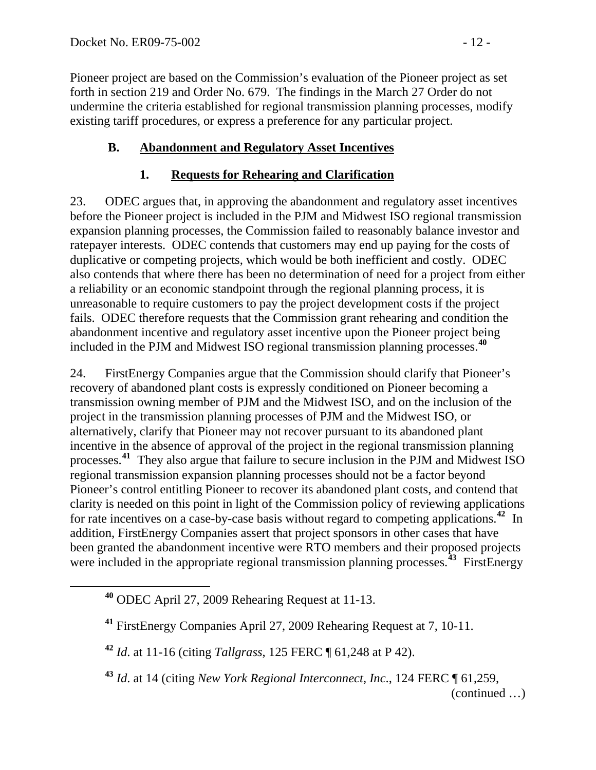Pioneer project are based on the Commission's evaluation of the Pioneer project as set forth in section 219 and Order No. 679. The findings in the March 27 Order do not undermine the criteria established for regional transmission planning processes, modify existing tariff procedures, or express a preference for any particular project.

## B. Abandonment and Regulatory Asset Incentives

### 1. Requests for Rehearing and Clarification

23. ODEC argues that, in approving the abandonment and regulatory asset incentives before the Pioneer project is included in the PJM and Midwest ISO regional transmission expansion planning processes, the Commission failed to reasonably balance investor and ratepayer interests. ODEC contends that customers may end up paying for the costs of duplicative or competing projects, which would be both inefficient and costly. ODEC also contends that where there has been no determination of need for a project from either a reliability or an economic standpoint through the regional planning process, it is unreasonable to require customers to pay the project development costs if the project fails. ODEC therefore requests that the Commission grant rehearing and condition the abandonment incentive and regulatory asset incentive upon the Pioneer project being included in the PJM and Midwest ISO regional transmission planning processes.[40]

24. FirstEnergy Companies argue that the Commission should clarify that Pioneer's recovery of abandoned plant costs is expressly conditioned on Pioneer becoming a transmission owning member of PJM and the Midwest ISO, and on the inclusion of the project in the transmission planning processes of PJM and the Midwest ISO, or alternatively, clarify that Pioneer may not recover pursuant to its abandoned plant incentive in the absence of approval of the project in the regional transmission planning processes.[41] They also argue that failure to secure inclusion in the PJM and Midwest ISO regional transmission expansion planning processes should not be a factor beyond Pioneer's control entitling Pioneer to recover its abandoned plant costs, and contend that clarity is needed on this point in light of the Commission policy of reviewing applications for rate incentives on a case-by-case basis without regard to competing applications.[42] In addition, FirstEnergy Companies assert that project sponsors in other cases that have been granted the abandonment incentive were RTO members and their proposed projects were included in the appropriate regional transmission planning processes.[43] FirstEnergy

[40] ODEC April 27, 2009 Rehearing Request at 11-13.

[41] FirstEnergy Companies April 27, 2009 Rehearing Request at 7, 10-11.

[42] *Id*. at 11-16 (citing *Tallgrass*, 125 FERC ¶ 61,248 at P 42).

[43] *Id*. at 14 (citing *New York Regional Interconnect, Inc*., 124 FERC ¶ 61,259, (continued …)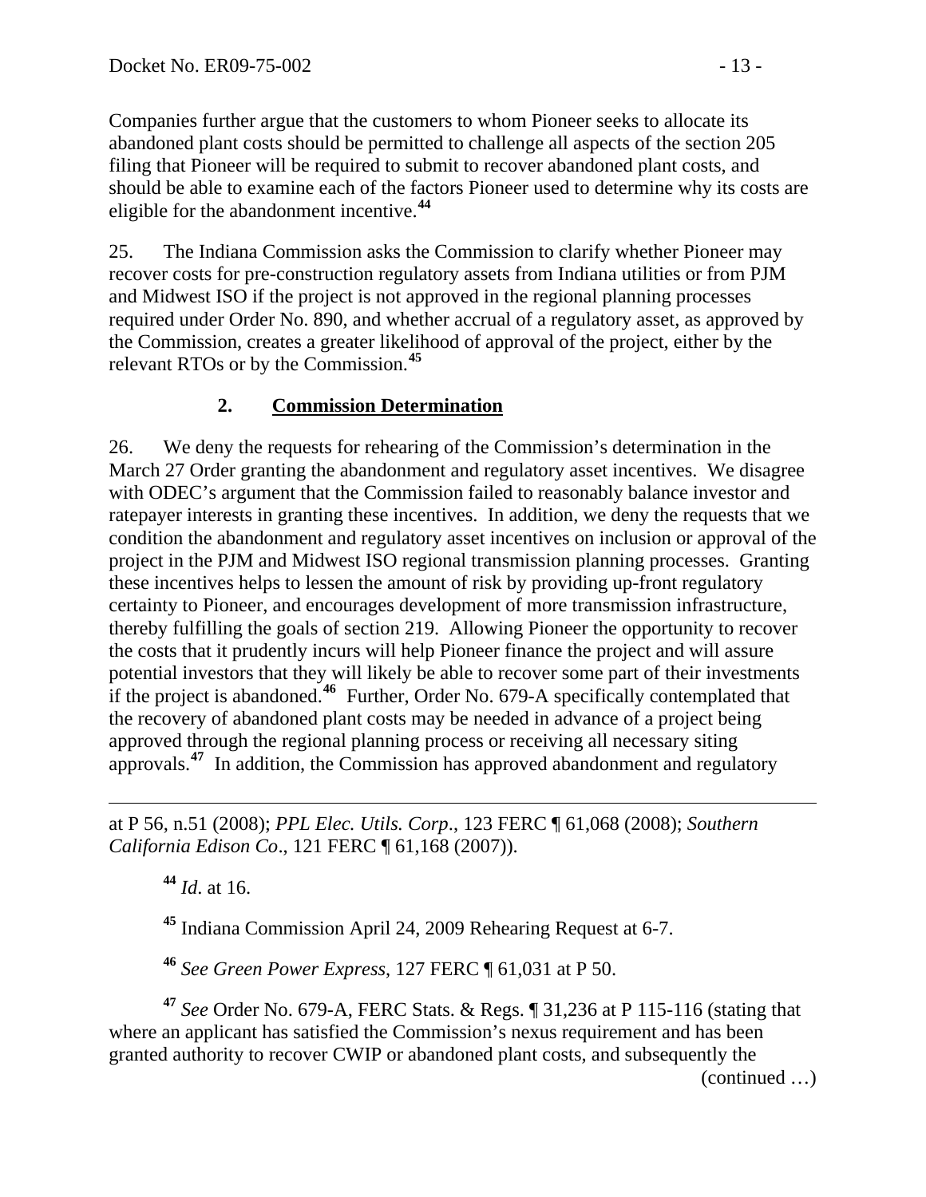Companies further argue that the customers to whom Pioneer seeks to allocate its abandoned plant costs should be permitted to challenge all aspects of the section 205 filing that Pioneer will be required to submit to recover abandoned plant costs, and should be able to examine each of the factors Pioneer used to determine why its costs are eligible for the abandonment incentive.[44]

25. The Indiana Commission asks the Commission to clarify whether Pioneer may recover costs for pre-construction regulatory assets from Indiana utilities or from PJM and Midwest ISO if the project is not approved in the regional planning processes required under Order No. 890, and whether accrual of a regulatory asset, as approved by the Commission, creates a greater likelihood of approval of the project, either by the relevant RTOs or by the Commission.[45]

### 2. Commission Determination

26. We deny the requests for rehearing of the Commission's determination in the March 27 Order granting the abandonment and regulatory asset incentives. We disagree with ODEC's argument that the Commission failed to reasonably balance investor and ratepayer interests in granting these incentives. In addition, we deny the requests that we condition the abandonment and regulatory asset incentives on inclusion or approval of the project in the PJM and Midwest ISO regional transmission planning processes. Granting these incentives helps to lessen the amount of risk by providing up-front regulatory certainty to Pioneer, and encourages development of more transmission infrastructure, thereby fulfilling the goals of section 219. Allowing Pioneer the opportunity to recover the costs that it prudently incurs will help Pioneer finance the project and will assure potential investors that they will likely be able to recover some part of their investments if the project is abandoned.[46] Further, Order No. 679-A specifically contemplated that the recovery of abandoned plant costs may be needed in advance of a project being approved through the regional planning process or receiving all necessary siting approvals.[47] In addition, the Commission has approved abandonment and regulatory

---

at P 56, n.51 (2008); *PPL Elec. Utils. Corp*., 123 FERC ¶ 61,068 (2008); *Southern California Edison Co*., 121 FERC ¶ 61,168 (2007)).

[44] *Id*. at 16.

[45] Indiana Commission April 24, 2009 Rehearing Request at 6-7.

[46] *See Green Power Express*, 127 FERC ¶ 61,031 at P 50.

[47] *See* Order No. 679-A, FERC Stats. & Regs. ¶ 31,236 at P 115-116 (stating that where an applicant has satisfied the Commission's nexus requirement and has been granted authority to recover CWIP or abandoned plant costs, and subsequently the

(continued …)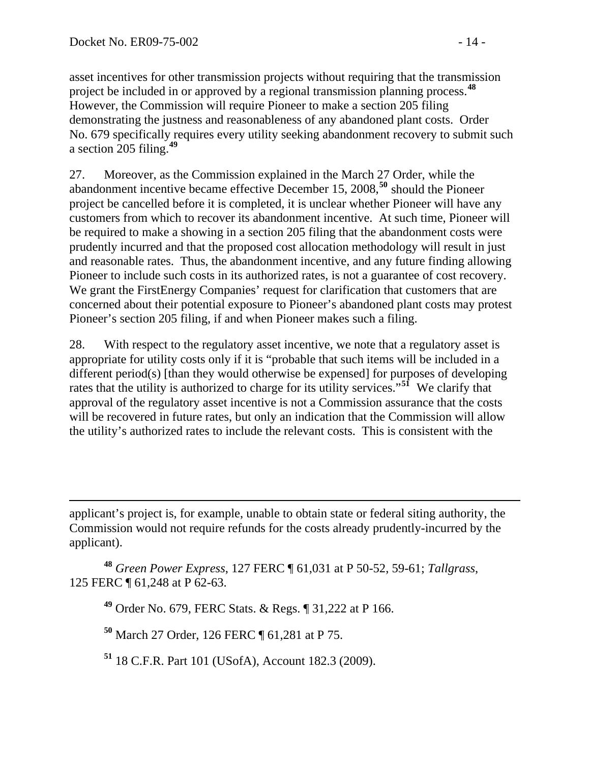asset incentives for other transmission projects without requiring that the transmission project be included in or approved by a regional transmission planning process.[48] However, the Commission will require Pioneer to make a section 205 filing demonstrating the justness and reasonableness of any abandoned plant costs. Order No. 679 specifically requires every utility seeking abandonment recovery to submit such a section 205 filing.[49]

27. Moreover, as the Commission explained in the March 27 Order, while the abandonment incentive became effective December 15, 2008,[50] should the Pioneer project be cancelled before it is completed, it is unclear whether Pioneer will have any customers from which to recover its abandonment incentive. At such time, Pioneer will be required to make a showing in a section 205 filing that the abandonment costs were prudently incurred and that the proposed cost allocation methodology will result in just and reasonable rates. Thus, the abandonment incentive, and any future finding allowing Pioneer to include such costs in its authorized rates, is not a guarantee of cost recovery. We grant the FirstEnergy Companies' request for clarification that customers that are concerned about their potential exposure to Pioneer's abandoned plant costs may protest Pioneer's section 205 filing, if and when Pioneer makes such a filing.

28. With respect to the regulatory asset incentive, we note that a regulatory asset is appropriate for utility costs only if it is "probable that such items will be included in a different period(s) [than they would otherwise be expensed] for purposes of developing rates that the utility is authorized to charge for its utility services."[51] We clarify that approval of the regulatory asset incentive is not a Commission assurance that the costs will be recovered in future rates, but only an indication that the Commission will allow the utility's authorized rates to include the relevant costs. This is consistent with the

---

applicant's project is, for example, unable to obtain state or federal siting authority, the Commission would not require refunds for the costs already prudently-incurred by the applicant).

[48] *Green Power Express*, 127 FERC ¶ 61,031 at P 50-52, 59-61; *Tallgrass*, 125 FERC ¶ 61,248 at P 62-63.

[49] Order No. 679, FERC Stats. & Regs. ¶ 31,222 at P 166.

[50] March 27 Order, 126 FERC ¶ 61,281 at P 75.

[51] 18 C.F.R. Part 101 (USofA), Account 182.3 (2009).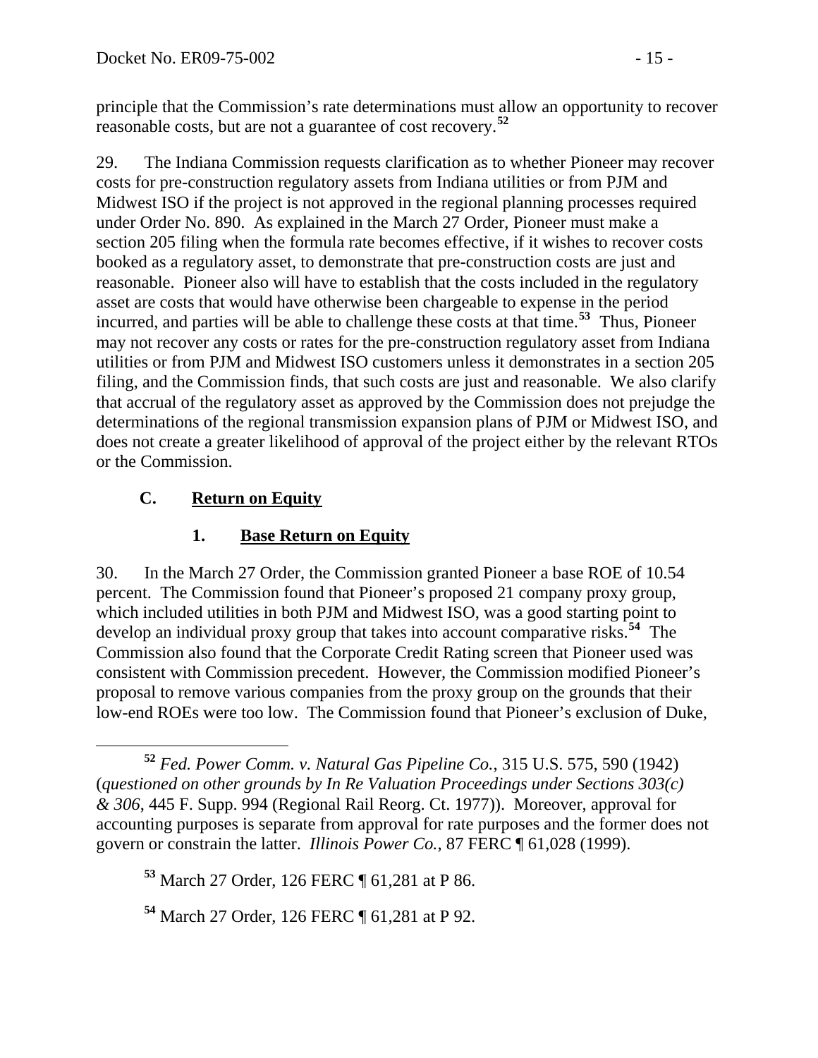principle that the Commission's rate determinations must allow an opportunity to recover reasonable costs, but are not a guarantee of cost recovery.[52]

29. The Indiana Commission requests clarification as to whether Pioneer may recover costs for pre-construction regulatory assets from Indiana utilities or from PJM and Midwest ISO if the project is not approved in the regional planning processes required under Order No. 890. As explained in the March 27 Order, Pioneer must make a section 205 filing when the formula rate becomes effective, if it wishes to recover costs booked as a regulatory asset, to demonstrate that pre-construction costs are just and reasonable. Pioneer also will have to establish that the costs included in the regulatory asset are costs that would have otherwise been chargeable to expense in the period incurred, and parties will be able to challenge these costs at that time.[53] Thus, Pioneer may not recover any costs or rates for the pre-construction regulatory asset from Indiana utilities or from PJM and Midwest ISO customers unless it demonstrates in a section 205 filing, and the Commission finds, that such costs are just and reasonable. We also clarify that accrual of the regulatory asset as approved by the Commission does not prejudge the determinations of the regional transmission expansion plans of PJM or Midwest ISO, and does not create a greater likelihood of approval of the project either by the relevant RTOs or the Commission.

## C. Return on Equity

### 1. Base Return on Equity

30. In the March 27 Order, the Commission granted Pioneer a base ROE of 10.54 percent. The Commission found that Pioneer's proposed 21 company proxy group, which included utilities in both PJM and Midwest ISO, was a good starting point to develop an individual proxy group that takes into account comparative risks.[54] The Commission also found that the Corporate Credit Rating screen that Pioneer used was consistent with Commission precedent. However, the Commission modified Pioneer's proposal to remove various companies from the proxy group on the grounds that their low-end ROEs were too low. The Commission found that Pioneer's exclusion of Duke,

---

[52] *Fed. Power Comm. v. Natural Gas Pipeline Co.*, 315 U.S. 575, 590 (1942) (*questioned on other grounds by In Re Valuation Proceedings under Sections 303(c) & 306*, 445 F. Supp. 994 (Regional Rail Reorg. Ct. 1977)). Moreover, approval for accounting purposes is separate from approval for rate purposes and the former does not govern or constrain the latter. *Illinois Power Co.*, 87 FERC ¶ 61,028 (1999).

[53] March 27 Order, 126 FERC ¶ 61,281 at P 86.

[54] March 27 Order, 126 FERC ¶ 61,281 at P 92.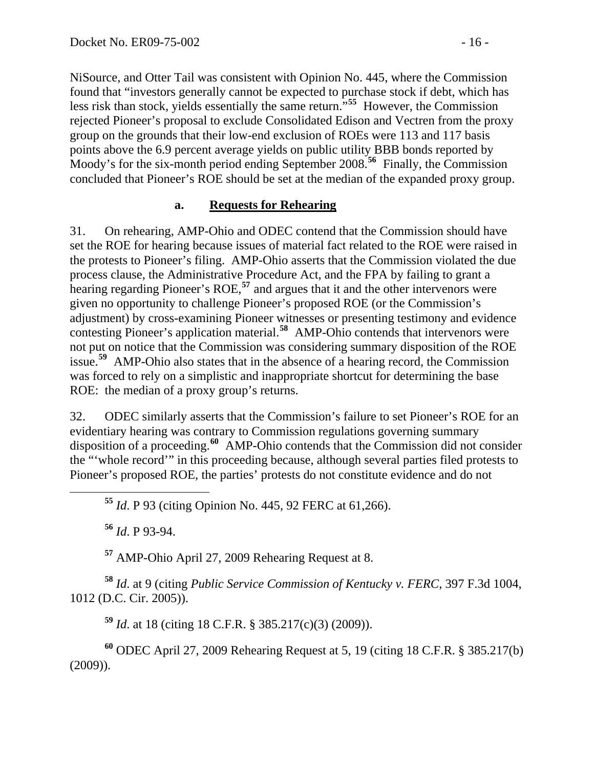NiSource, and Otter Tail was consistent with Opinion No. 445, where the Commission found that "investors generally cannot be expected to purchase stock if debt, which has less risk than stock, yields essentially the same return."[55] However, the Commission rejected Pioneer's proposal to exclude Consolidated Edison and Vectren from the proxy group on the grounds that their low-end exclusion of ROEs were 113 and 117 basis points above the 6.9 percent average yields on public utility BBB bonds reported by Moody's for the six-month period ending September 2008.[56] Finally, the Commission concluded that Pioneer's ROE should be set at the median of the expanded proxy group.

### a. **Requests for Rehearing**

31. On rehearing, AMP-Ohio and ODEC contend that the Commission should have set the ROE for hearing because issues of material fact related to the ROE were raised in the protests to Pioneer's filing. AMP-Ohio asserts that the Commission violated the due process clause, the Administrative Procedure Act, and the FPA by failing to grant a hearing regarding Pioneer's ROE,[57] and argues that it and the other intervenors were given no opportunity to challenge Pioneer's proposed ROE (or the Commission's adjustment) by cross-examining Pioneer witnesses or presenting testimony and evidence contesting Pioneer's application material.[58] AMP-Ohio contends that intervenors were not put on notice that the Commission was considering summary disposition of the ROE issue.[59] AMP-Ohio also states that in the absence of a hearing record, the Commission was forced to rely on a simplistic and inappropriate shortcut for determining the base ROE: the median of a proxy group's returns.

32. ODEC similarly asserts that the Commission's failure to set Pioneer's ROE for an evidentiary hearing was contrary to Commission regulations governing summary disposition of a proceeding.[60] AMP-Ohio contends that the Commission did not consider the "'whole record'" in this proceeding because, although several parties filed protests to Pioneer's proposed ROE, the parties' protests do not constitute evidence and do not

---

[55] *Id*. P 93 (citing Opinion No. 445, 92 FERC at 61,266).

[56] *Id*. P 93-94.

[57] AMP-Ohio April 27, 2009 Rehearing Request at 8.

[58] *Id*. at 9 (citing *Public Service Commission of Kentucky v. FERC*, 397 F.3d 1004, 1012 (D.C. Cir. 2005)).

[59] *Id*. at 18 (citing 18 C.F.R. § 385.217(c)(3) (2009)).

[60] ODEC April 27, 2009 Rehearing Request at 5, 19 (citing 18 C.F.R. § 385.217(b) (2009)).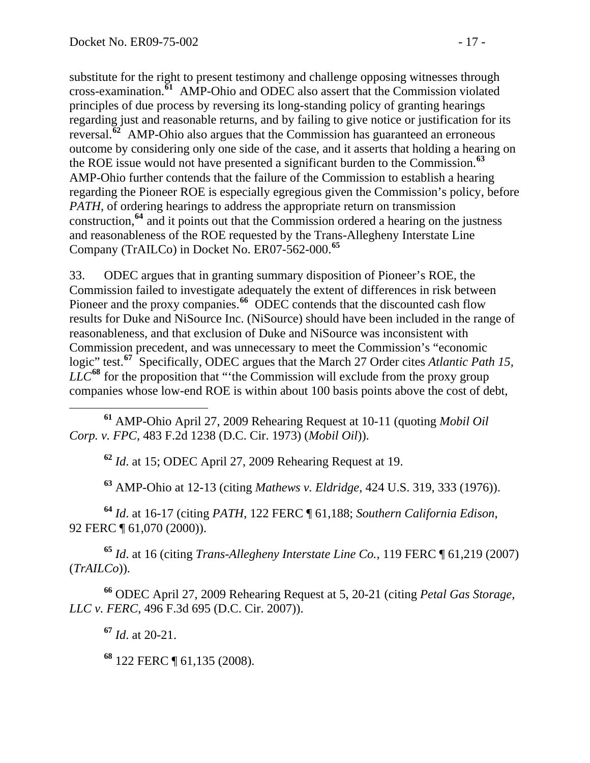substitute for the right to present testimony and challenge opposing witnesses through cross-examination.[61] AMP-Ohio and ODEC also assert that the Commission violated principles of due process by reversing its long-standing policy of granting hearings regarding just and reasonable returns, and by failing to give notice or justification for its reversal.[62] AMP-Ohio also argues that the Commission has guaranteed an erroneous outcome by considering only one side of the case, and it asserts that holding a hearing on the ROE issue would not have presented a significant burden to the Commission.[63] AMP-Ohio further contends that the failure of the Commission to establish a hearing regarding the Pioneer ROE is especially egregious given the Commission's policy, before *PATH*, of ordering hearings to address the appropriate return on transmission construction,[64] and it points out that the Commission ordered a hearing on the justness and reasonableness of the ROE requested by the Trans-Allegheny Interstate Line Company (TrAILCo) in Docket No. ER07-562-000.[65]

33. ODEC argues that in granting summary disposition of Pioneer's ROE, the Commission failed to investigate adequately the extent of differences in risk between Pioneer and the proxy companies.[66] ODEC contends that the discounted cash flow results for Duke and NiSource Inc. (NiSource) should have been included in the range of reasonableness, and that exclusion of Duke and NiSource was inconsistent with Commission precedent, and was unnecessary to meet the Commission's "economic logic" test.[67] Specifically, ODEC argues that the March 27 Order cites *Atlantic Path 15, LLC*[68] for the proposition that "'the Commission will exclude from the proxy group companies whose low-end ROE is within about 100 basis points above the cost of debt,

---

[61] AMP-Ohio April 27, 2009 Rehearing Request at 10-11 (quoting *Mobil Oil Corp. v. FPC*, 483 F.2d 1238 (D.C. Cir. 1973) (*Mobil Oil*)).

[62] *Id*. at 15; ODEC April 27, 2009 Rehearing Request at 19.

[63] AMP-Ohio at 12-13 (citing *Mathews v. Eldridge*, 424 U.S. 319, 333 (1976)).

[64] *Id*. at 16-17 (citing *PATH*, 122 FERC ¶ 61,188; *Southern California Edison*, 92 FERC ¶ 61,070 (2000)).

[65] *Id*. at 16 (citing *Trans-Allegheny Interstate Line Co.*, 119 FERC ¶ 61,219 (2007) (*TrAILCo*)).

[66] ODEC April 27, 2009 Rehearing Request at 5, 20-21 (citing *Petal Gas Storage, LLC v. FERC*, 496 F.3d 695 (D.C. Cir. 2007)).

[67] *Id*. at 20-21.

[68] 122 FERC ¶ 61,135 (2008).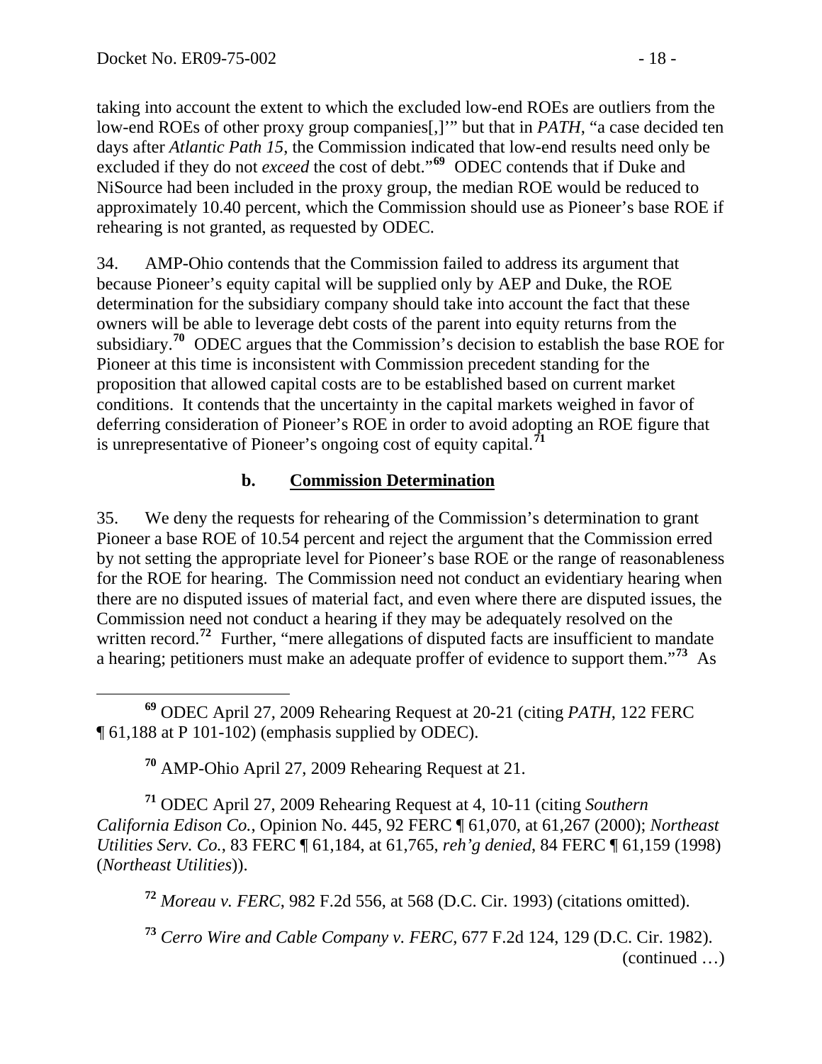taking into account the extent to which the excluded low-end ROEs are outliers from the low-end ROEs of other proxy group companies[,]'" but that in *PATH*, "a case decided ten days after *Atlantic Path 15*, the Commission indicated that low-end results need only be excluded if they do not *exceed* the cost of debt."[69] ODEC contends that if Duke and NiSource had been included in the proxy group, the median ROE would be reduced to approximately 10.40 percent, which the Commission should use as Pioneer's base ROE if rehearing is not granted, as requested by ODEC.

34. AMP-Ohio contends that the Commission failed to address its argument that because Pioneer's equity capital will be supplied only by AEP and Duke, the ROE determination for the subsidiary company should take into account the fact that these owners will be able to leverage debt costs of the parent into equity returns from the subsidiary.[70] ODEC argues that the Commission's decision to establish the base ROE for Pioneer at this time is inconsistent with Commission precedent standing for the proposition that allowed capital costs are to be established based on current market conditions. It contends that the uncertainty in the capital markets weighed in favor of deferring consideration of Pioneer's ROE in order to avoid adopting an ROE figure that is unrepresentative of Pioneer's ongoing cost of equity capital.[71]

### b. Commission Determination

35. We deny the requests for rehearing of the Commission's determination to grant Pioneer a base ROE of 10.54 percent and reject the argument that the Commission erred by not setting the appropriate level for Pioneer's base ROE or the range of reasonableness for the ROE for hearing. The Commission need not conduct an evidentiary hearing when there are no disputed issues of material fact, and even where there are disputed issues, the Commission need not conduct a hearing if they may be adequately resolved on the written record.[72] Further, "mere allegations of disputed facts are insufficient to mandate a hearing; petitioners must make an adequate proffer of evidence to support them."[73] As

---

[69] ODEC April 27, 2009 Rehearing Request at 20-21 (citing *PATH*, 122 FERC ¶ 61,188 at P 101-102) (emphasis supplied by ODEC).

[70] AMP-Ohio April 27, 2009 Rehearing Request at 21.

[71] ODEC April 27, 2009 Rehearing Request at 4, 10-11 (citing *Southern California Edison Co.*, Opinion No. 445, 92 FERC ¶ 61,070, at 61,267 (2000); *Northeast Utilities Serv. Co.*, 83 FERC ¶ 61,184, at 61,765, *reh'g denied*, 84 FERC ¶ 61,159 (1998) (*Northeast Utilities*)).

[72] *Moreau v. FERC*, 982 F.2d 556, at 568 (D.C. Cir. 1993) (citations omitted).

[73] *Cerro Wire and Cable Company v. FERC*, 677 F.2d 124, 129 (D.C. Cir. 1982).

(continued …)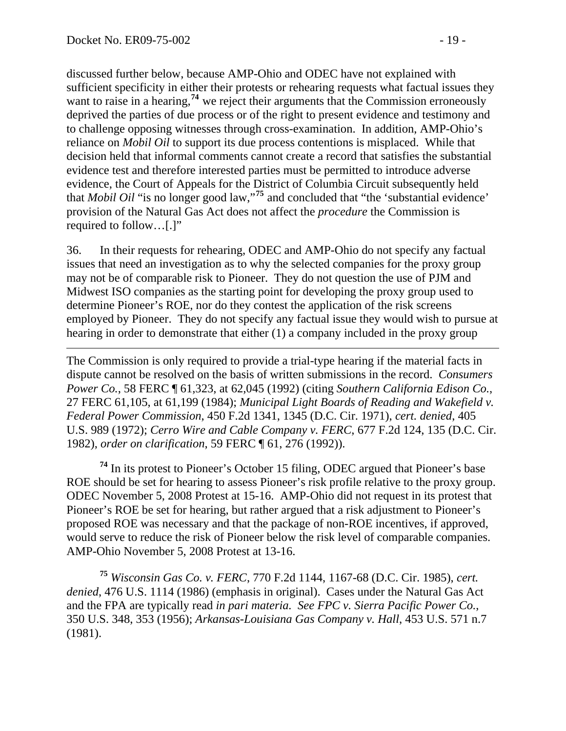discussed further below, because AMP-Ohio and ODEC have not explained with sufficient specificity in either their protests or rehearing requests what factual issues they want to raise in a hearing,[74] we reject their arguments that the Commission erroneously deprived the parties of due process or of the right to present evidence and testimony and to challenge opposing witnesses through cross-examination. In addition, AMP-Ohio's reliance on *Mobil Oil* to support its due process contentions is misplaced. While that decision held that informal comments cannot create a record that satisfies the substantial evidence test and therefore interested parties must be permitted to introduce adverse evidence, the Court of Appeals for the District of Columbia Circuit subsequently held that *Mobil Oil* "is no longer good law,"[75] and concluded that "the 'substantial evidence' provision of the Natural Gas Act does not affect the *procedure* the Commission is required to follow…[.]"

36. In their requests for rehearing, ODEC and AMP-Ohio do not specify any factual issues that need an investigation as to why the selected companies for the proxy group may not be of comparable risk to Pioneer. They do not question the use of PJM and Midwest ISO companies as the starting point for developing the proxy group used to determine Pioneer's ROE, nor do they contest the application of the risk screens employed by Pioneer. They do not specify any factual issue they would wish to pursue at hearing in order to demonstrate that either (1) a company included in the proxy group

---

The Commission is only required to provide a trial-type hearing if the material facts in dispute cannot be resolved on the basis of written submissions in the record. *Consumers Power Co.*, 58 FERC ¶ 61,323, at 62,045 (1992) (citing *Southern California Edison Co.*, 27 FERC 61,105, at 61,199 (1984); *Municipal Light Boards of Reading and Wakefield v. Federal Power Commission*, 450 F.2d 1341, 1345 (D.C. Cir. 1971), *cert. denied*, 405 U.S. 989 (1972); *Cerro Wire and Cable Company v. FERC*, 677 F.2d 124, 135 (D.C. Cir. 1982), *order on clarification*, 59 FERC ¶ 61, 276 (1992)).

[74] In its protest to Pioneer's October 15 filing, ODEC argued that Pioneer's base ROE should be set for hearing to assess Pioneer's risk profile relative to the proxy group. ODEC November 5, 2008 Protest at 15-16. AMP-Ohio did not request in its protest that Pioneer's ROE be set for hearing, but rather argued that a risk adjustment to Pioneer's proposed ROE was necessary and that the package of non-ROE incentives, if approved, would serve to reduce the risk of Pioneer below the risk level of comparable companies. AMP-Ohio November 5, 2008 Protest at 13-16.

[75] *Wisconsin Gas Co. v. FERC*, 770 F.2d 1144, 1167-68 (D.C. Cir. 1985), *cert. denied*, 476 U.S. 1114 (1986) (emphasis in original). Cases under the Natural Gas Act and the FPA are typically read *in pari materia. See FPC v. Sierra Pacific Power Co.*, 350 U.S. 348, 353 (1956); *Arkansas-Louisiana Gas Company v. Hall*, 453 U.S. 571 n.7 (1981).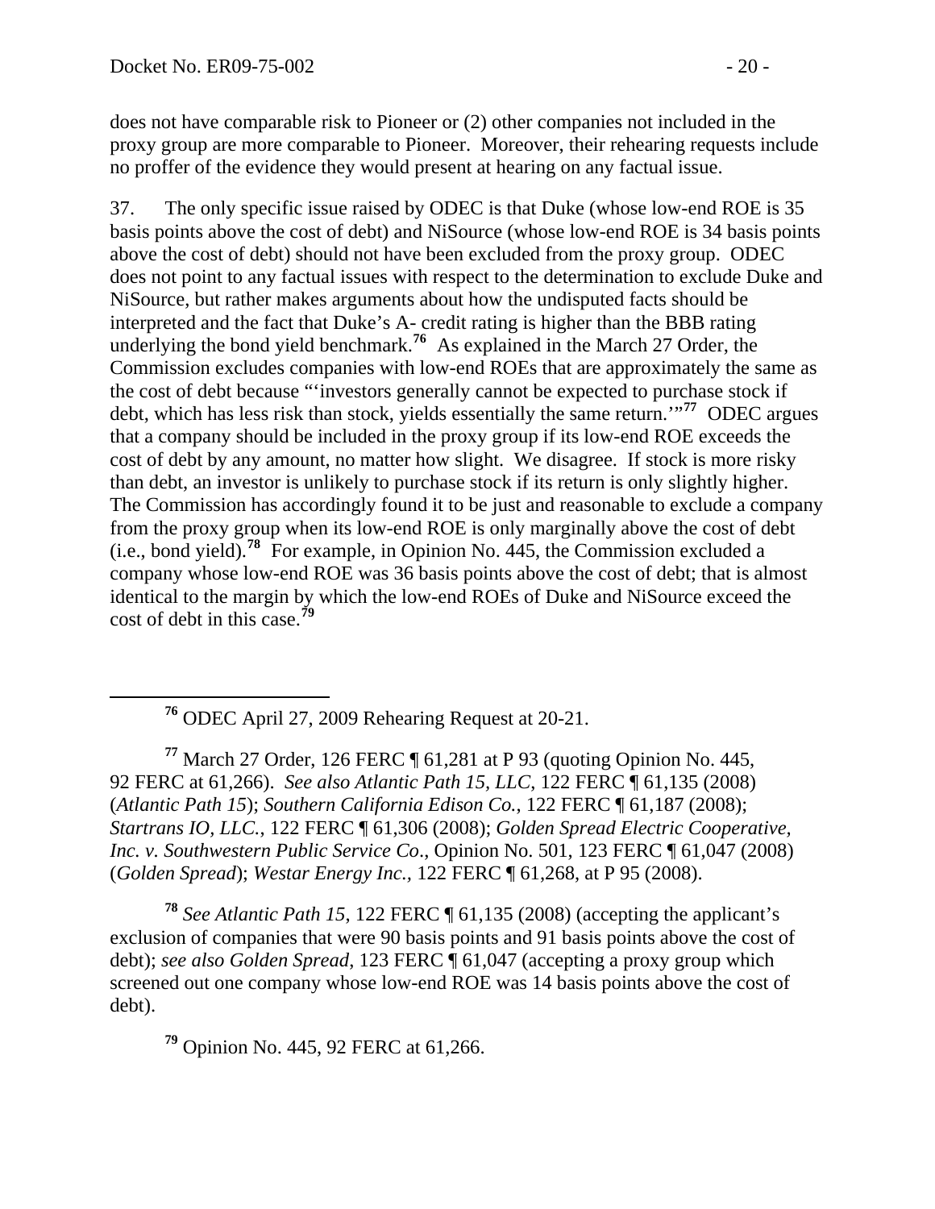does not have comparable risk to Pioneer or (2) other companies not included in the proxy group are more comparable to Pioneer. Moreover, their rehearing requests include no proffer of the evidence they would present at hearing on any factual issue.

37. The only specific issue raised by ODEC is that Duke (whose low-end ROE is 35 basis points above the cost of debt) and NiSource (whose low-end ROE is 34 basis points above the cost of debt) should not have been excluded from the proxy group. ODEC does not point to any factual issues with respect to the determination to exclude Duke and NiSource, but rather makes arguments about how the undisputed facts should be interpreted and the fact that Duke's A- credit rating is higher than the BBB rating underlying the bond yield benchmark.[76] As explained in the March 27 Order, the Commission excludes companies with low-end ROEs that are approximately the same as the cost of debt because "'investors generally cannot be expected to purchase stock if debt, which has less risk than stock, yields essentially the same return.'"[77] ODEC argues that a company should be included in the proxy group if its low-end ROE exceeds the cost of debt by any amount, no matter how slight. We disagree. If stock is more risky than debt, an investor is unlikely to purchase stock if its return is only slightly higher. The Commission has accordingly found it to be just and reasonable to exclude a company from the proxy group when its low-end ROE is only marginally above the cost of debt (i.e., bond yield).[78] For example, in Opinion No. 445, the Commission excluded a company whose low-end ROE was 36 basis points above the cost of debt; that is almost identical to the margin by which the low-end ROEs of Duke and NiSource exceed the cost of debt in this case.[79]

---

[76] ODEC April 27, 2009 Rehearing Request at 20-21.

[77] March 27 Order, 126 FERC ¶ 61,281 at P 93 (quoting Opinion No. 445, 92 FERC at 61,266). *See also Atlantic Path 15, LLC*, 122 FERC ¶ 61,135 (2008) (*Atlantic Path 15*); *Southern California Edison Co.*, 122 FERC ¶ 61,187 (2008); *Startrans IO, LLC.*, 122 FERC ¶ 61,306 (2008); *Golden Spread Electric Cooperative, Inc. v. Southwestern Public Service Co.*, Opinion No. 501, 123 FERC ¶ 61,047 (2008) (*Golden Spread*); *Westar Energy Inc.*, 122 FERC ¶ 61,268, at P 95 (2008).

[78] *See Atlantic Path 15*, 122 FERC ¶ 61,135 (2008) (accepting the applicant's exclusion of companies that were 90 basis points and 91 basis points above the cost of debt); *see also Golden Spread*, 123 FERC ¶ 61,047 (accepting a proxy group which screened out one company whose low-end ROE was 14 basis points above the cost of debt).

[79] Opinion No. 445, 92 FERC at 61,266.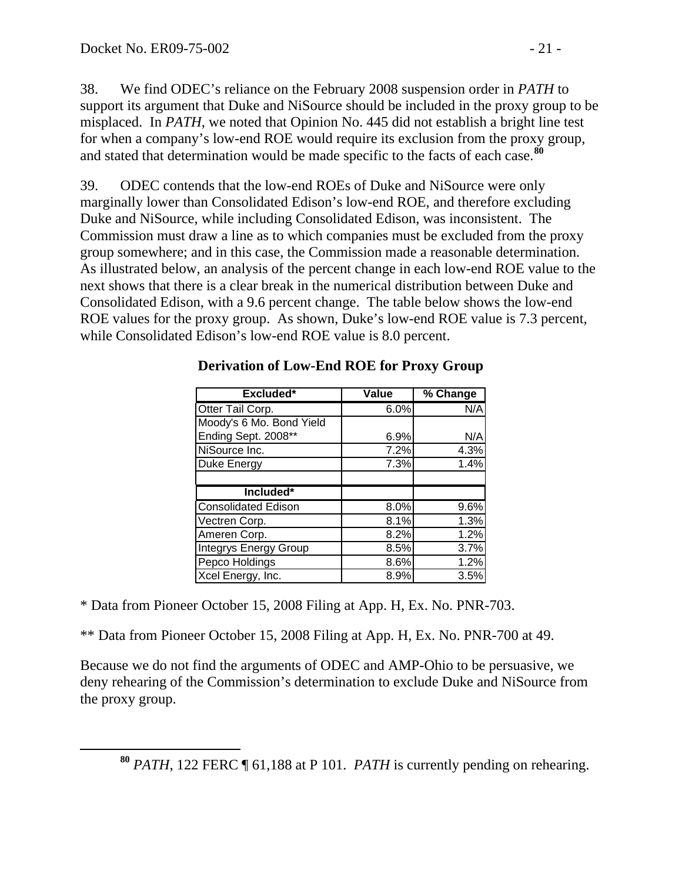38. We find ODEC's reliance on the February 2008 suspension order in *PATH* to support its argument that Duke and NiSource should be included in the proxy group to be misplaced. In *PATH*, we noted that Opinion No. 445 did not establish a bright line test for when a company's low-end ROE would require its exclusion from the proxy group, and stated that determination would be made specific to the facts of each case.[80]

39. ODEC contends that the low-end ROEs of Duke and NiSource were only marginally lower than Consolidated Edison's low-end ROE, and therefore excluding Duke and NiSource, while including Consolidated Edison, was inconsistent. The Commission must draw a line as to which companies must be excluded from the proxy group somewhere; and in this case, the Commission made a reasonable determination. As illustrated below, an analysis of the percent change in each low-end ROE value to the next shows that there is a clear break in the numerical distribution between Duke and Consolidated Edison, with a 9.6 percent change. The table below shows the low-end ROE values for the proxy group. As shown, Duke's low-end ROE value is 7.3 percent, while Consolidated Edison's low-end ROE value is 8.0 percent.

**Derivation of Low-End ROE for Proxy Group**

| Excluded* | Value | % Change |
|---|---|---|
| Otter Tail Corp. | 6.0% | N/A |
| Moody's 6 Mo. Bond Yield Ending Sept. 2008** | 6.9% | N/A |
| NiSource Inc. | 7.2% | 4.3% |
| Duke Energy | 7.3% | 1.4% |
| | | |
| **Included*** | | |
| Consolidated Edison | 8.0% | 9.6% |
| Vectren Corp. | 8.1% | 1.3% |
| Ameren Corp. | 8.2% | 1.2% |
| Integrys Energy Group | 8.5% | 3.7% |
| Pepco Holdings | 8.6% | 1.2% |
| Xcel Energy, Inc. | 8.9% | 3.5% |

* Data from Pioneer October 15, 2008 Filing at App. H, Ex. No. PNR-703.

** Data from Pioneer October 15, 2008 Filing at App. H, Ex. No. PNR-700 at 49.

Because we do not find the arguments of ODEC and AMP-Ohio to be persuasive, we deny rehearing of the Commission's determination to exclude Duke and NiSource from the proxy group.

---

[80] *PATH*, 122 FERC ¶ 61,188 at P 101. *PATH* is currently pending on rehearing.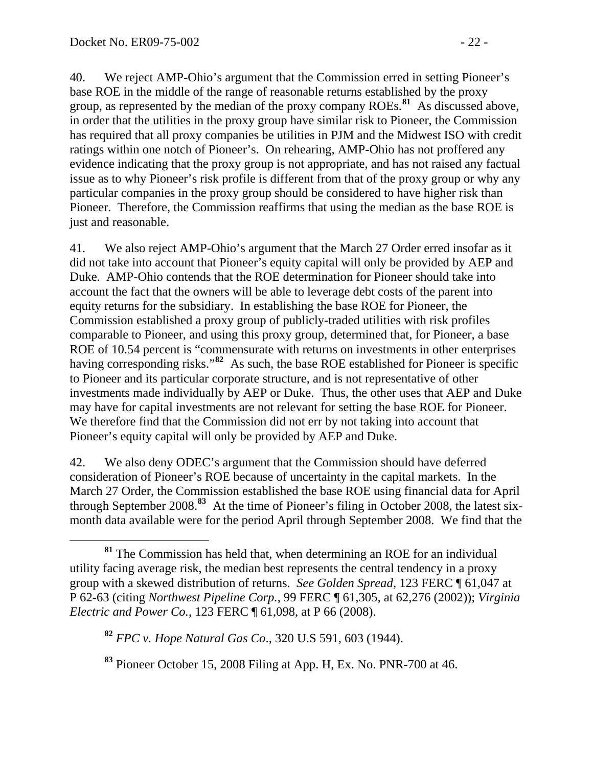40. We reject AMP-Ohio's argument that the Commission erred in setting Pioneer's base ROE in the middle of the range of reasonable returns established by the proxy group, as represented by the median of the proxy company ROEs.[81] As discussed above, in order that the utilities in the proxy group have similar risk to Pioneer, the Commission has required that all proxy companies be utilities in PJM and the Midwest ISO with credit ratings within one notch of Pioneer's. On rehearing, AMP-Ohio has not proffered any evidence indicating that the proxy group is not appropriate, and has not raised any factual issue as to why Pioneer's risk profile is different from that of the proxy group or why any particular companies in the proxy group should be considered to have higher risk than Pioneer. Therefore, the Commission reaffirms that using the median as the base ROE is just and reasonable.

41. We also reject AMP-Ohio's argument that the March 27 Order erred insofar as it did not take into account that Pioneer's equity capital will only be provided by AEP and Duke. AMP-Ohio contends that the ROE determination for Pioneer should take into account the fact that the owners will be able to leverage debt costs of the parent into equity returns for the subsidiary. In establishing the base ROE for Pioneer, the Commission established a proxy group of publicly-traded utilities with risk profiles comparable to Pioneer, and using this proxy group, determined that, for Pioneer, a base ROE of 10.54 percent is "commensurate with returns on investments in other enterprises having corresponding risks."[82] As such, the base ROE established for Pioneer is specific to Pioneer and its particular corporate structure, and is not representative of other investments made individually by AEP or Duke. Thus, the other uses that AEP and Duke may have for capital investments are not relevant for setting the base ROE for Pioneer. We therefore find that the Commission did not err by not taking into account that Pioneer's equity capital will only be provided by AEP and Duke.

42. We also deny ODEC's argument that the Commission should have deferred consideration of Pioneer's ROE because of uncertainty in the capital markets. In the March 27 Order, the Commission established the base ROE using financial data for April through September 2008.[83] At the time of Pioneer's filing in October 2008, the latest six-month data available were for the period April through September 2008. We find that the

---

[81] The Commission has held that, when determining an ROE for an individual utility facing average risk, the median best represents the central tendency in a proxy group with a skewed distribution of returns. *See Golden Spread*, 123 FERC ¶ 61,047 at P 62-63 (citing *Northwest Pipeline Corp.*, 99 FERC ¶ 61,305, at 62,276 (2002)); *Virginia Electric and Power Co.*, 123 FERC ¶ 61,098, at P 66 (2008).

[82] *FPC v. Hope Natural Gas Co*., 320 U.S 591, 603 (1944).

[83] Pioneer October 15, 2008 Filing at App. H, Ex. No. PNR-700 at 46.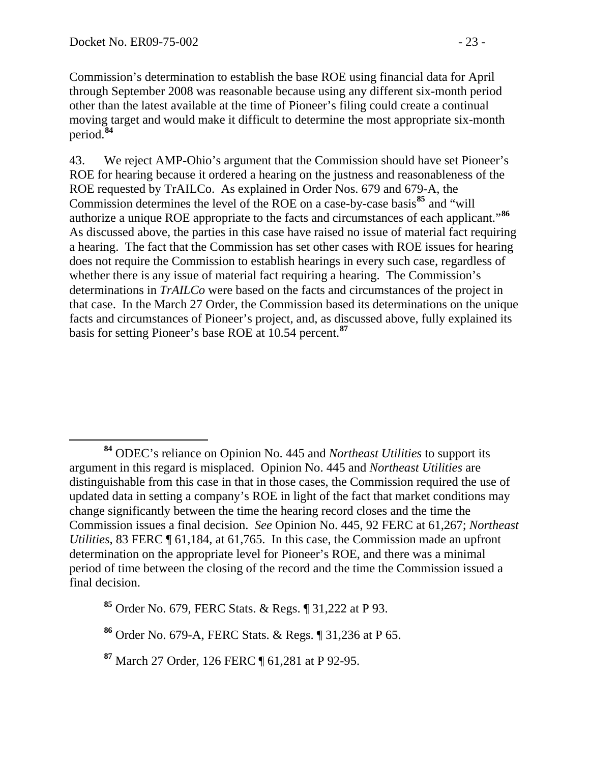Commission's determination to establish the base ROE using financial data for April through September 2008 was reasonable because using any different six-month period other than the latest available at the time of Pioneer's filing could create a continual moving target and would make it difficult to determine the most appropriate six-month period.[84]

43. We reject AMP-Ohio's argument that the Commission should have set Pioneer's ROE for hearing because it ordered a hearing on the justness and reasonableness of the ROE requested by TrAILCo. As explained in Order Nos. 679 and 679-A, the Commission determines the level of the ROE on a case-by-case basis[85] and "will authorize a unique ROE appropriate to the facts and circumstances of each applicant."[86] As discussed above, the parties in this case have raised no issue of material fact requiring a hearing. The fact that the Commission has set other cases with ROE issues for hearing does not require the Commission to establish hearings in every such case, regardless of whether there is any issue of material fact requiring a hearing. The Commission's determinations in *TrAILCo* were based on the facts and circumstances of the project in that case. In the March 27 Order, the Commission based its determinations on the unique facts and circumstances of Pioneer's project, and, as discussed above, fully explained its basis for setting Pioneer's base ROE at 10.54 percent.[87]

---

[84] ODEC's reliance on Opinion No. 445 and *Northeast Utilities* to support its argument in this regard is misplaced. Opinion No. 445 and *Northeast Utilities* are distinguishable from this case in that in those cases, the Commission required the use of updated data in setting a company's ROE in light of the fact that market conditions may change significantly between the time the hearing record closes and the time the Commission issues a final decision. *See* Opinion No. 445, 92 FERC at 61,267; *Northeast Utilities*, 83 FERC ¶ 61,184, at 61,765. In this case, the Commission made an upfront determination on the appropriate level for Pioneer's ROE, and there was a minimal period of time between the closing of the record and the time the Commission issued a final decision.

[85] Order No. 679, FERC Stats. & Regs. ¶ 31,222 at P 93.

[86] Order No. 679-A, FERC Stats. & Regs. ¶ 31,236 at P 65.

[87] March 27 Order, 126 FERC ¶ 61,281 at P 92-95.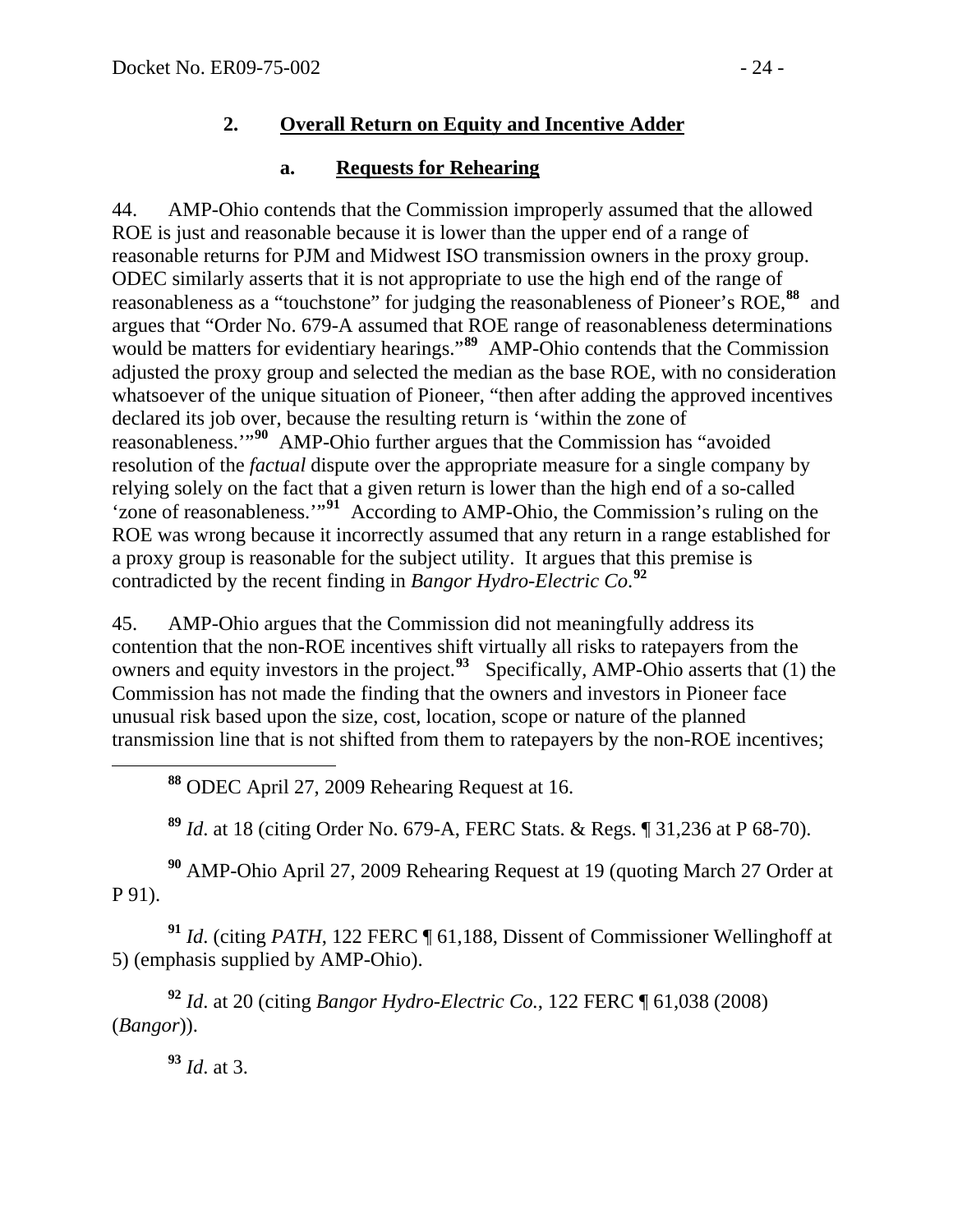## 2. Overall Return on Equity and Incentive Adder

### a. Requests for Rehearing

44. AMP-Ohio contends that the Commission improperly assumed that the allowed ROE is just and reasonable because it is lower than the upper end of a range of reasonable returns for PJM and Midwest ISO transmission owners in the proxy group. ODEC similarly asserts that it is not appropriate to use the high end of the range of reasonableness as a "touchstone" for judging the reasonableness of Pioneer's ROE,[88] and argues that "Order No. 679-A assumed that ROE range of reasonableness determinations would be matters for evidentiary hearings."[89] AMP-Ohio contends that the Commission adjusted the proxy group and selected the median as the base ROE, with no consideration whatsoever of the unique situation of Pioneer, "then after adding the approved incentives declared its job over, because the resulting return is 'within the zone of reasonableness.'"[90] AMP-Ohio further argues that the Commission has "avoided resolution of the *factual* dispute over the appropriate measure for a single company by relying solely on the fact that a given return is lower than the high end of a so-called 'zone of reasonableness.'"[91] According to AMP-Ohio, the Commission's ruling on the ROE was wrong because it incorrectly assumed that any return in a range established for a proxy group is reasonable for the subject utility. It argues that this premise is contradicted by the recent finding in *Bangor Hydro-Electric Co*.[92]

45. AMP-Ohio argues that the Commission did not meaningfully address its contention that the non-ROE incentives shift virtually all risks to ratepayers from the owners and equity investors in the project.[93] Specifically, AMP-Ohio asserts that (1) the Commission has not made the finding that the owners and investors in Pioneer face unusual risk based upon the size, cost, location, scope or nature of the planned transmission line that is not shifted from them to ratepayers by the non-ROE incentives;

---

[88] ODEC April 27, 2009 Rehearing Request at 16.

[89] *Id*. at 18 (citing Order No. 679-A, FERC Stats. & Regs. ¶ 31,236 at P 68-70).

[90] AMP-Ohio April 27, 2009 Rehearing Request at 19 (quoting March 27 Order at P 91).

[91] *Id*. (citing *PATH*, 122 FERC ¶ 61,188, Dissent of Commissioner Wellinghoff at 5) (emphasis supplied by AMP-Ohio).

[92] *Id*. at 20 (citing *Bangor Hydro-Electric Co.*, 122 FERC ¶ 61,038 (2008) (*Bangor*)).

[93] *Id*. at 3.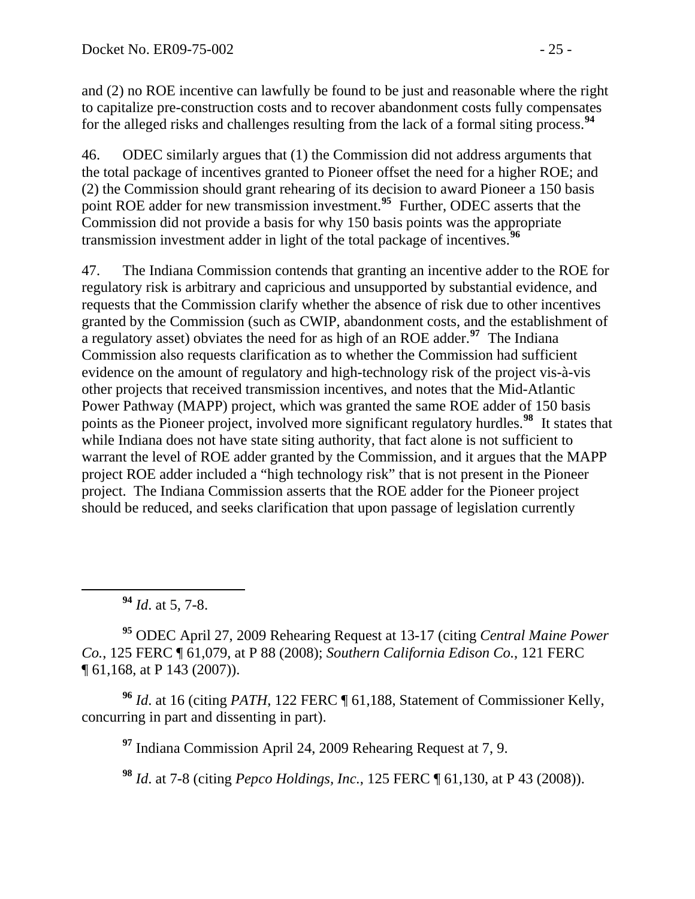and (2) no ROE incentive can lawfully be found to be just and reasonable where the right to capitalize pre-construction costs and to recover abandonment costs fully compensates for the alleged risks and challenges resulting from the lack of a formal siting process.[94]

46. ODEC similarly argues that (1) the Commission did not address arguments that the total package of incentives granted to Pioneer offset the need for a higher ROE; and (2) the Commission should grant rehearing of its decision to award Pioneer a 150 basis point ROE adder for new transmission investment.[95] Further, ODEC asserts that the Commission did not provide a basis for why 150 basis points was the appropriate transmission investment adder in light of the total package of incentives.[96]

47. The Indiana Commission contends that granting an incentive adder to the ROE for regulatory risk is arbitrary and capricious and unsupported by substantial evidence, and requests that the Commission clarify whether the absence of risk due to other incentives granted by the Commission (such as CWIP, abandonment costs, and the establishment of a regulatory asset) obviates the need for as high of an ROE adder.[97] The Indiana Commission also requests clarification as to whether the Commission had sufficient evidence on the amount of regulatory and high-technology risk of the project vis-à-vis other projects that received transmission incentives, and notes that the Mid-Atlantic Power Pathway (MAPP) project, which was granted the same ROE adder of 150 basis points as the Pioneer project, involved more significant regulatory hurdles.[98] It states that while Indiana does not have state siting authority, that fact alone is not sufficient to warrant the level of ROE adder granted by the Commission, and it argues that the MAPP project ROE adder included a "high technology risk" that is not present in the Pioneer project. The Indiana Commission asserts that the ROE adder for the Pioneer project should be reduced, and seeks clarification that upon passage of legislation currently

[94] *Id*. at 5, 7-8.

[95] ODEC April 27, 2009 Rehearing Request at 13-17 (citing *Central Maine Power Co.*, 125 FERC ¶ 61,079, at P 88 (2008); *Southern California Edison Co.*, 121 FERC ¶ 61,168, at P 143 (2007)).

[96] *Id*. at 16 (citing *PATH*, 122 FERC ¶ 61,188, Statement of Commissioner Kelly, concurring in part and dissenting in part).

[97] Indiana Commission April 24, 2009 Rehearing Request at 7, 9.

[98] *Id*. at 7-8 (citing *Pepco Holdings, Inc.*, 125 FERC ¶ 61,130, at P 43 (2008)).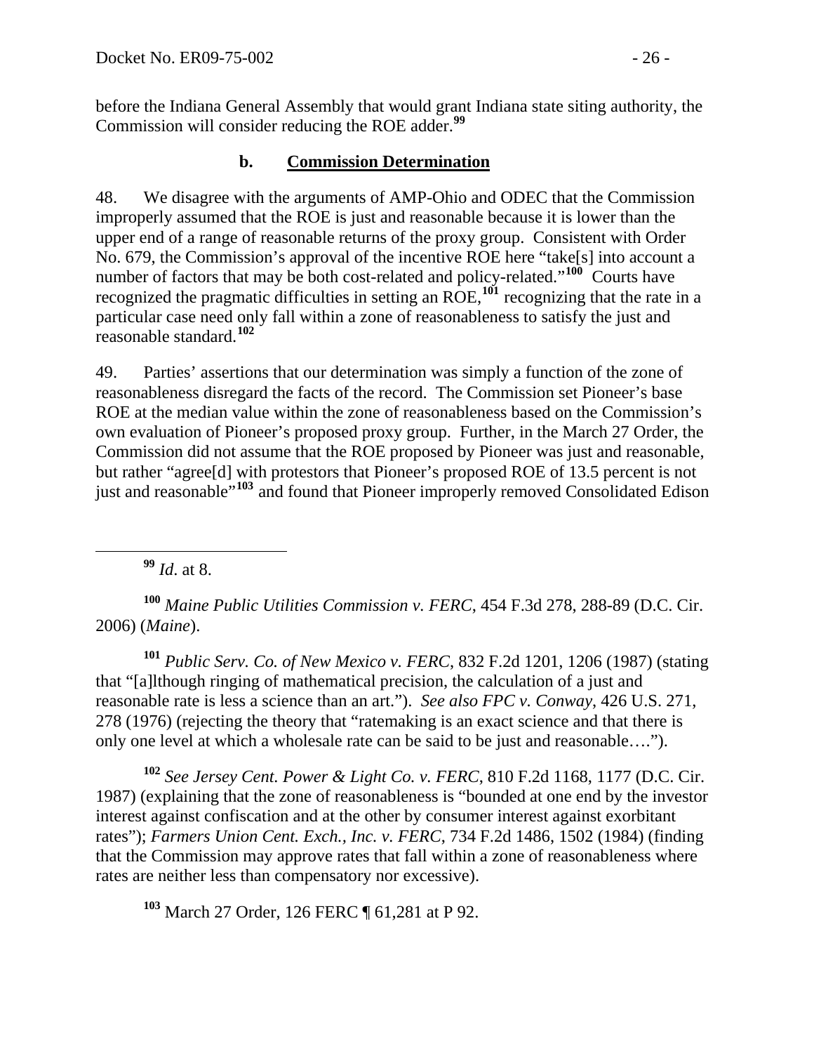before the Indiana General Assembly that would grant Indiana state siting authority, the Commission will consider reducing the ROE adder.[99]

### b. Commission Determination

48. We disagree with the arguments of AMP-Ohio and ODEC that the Commission improperly assumed that the ROE is just and reasonable because it is lower than the upper end of a range of reasonable returns of the proxy group. Consistent with Order No. 679, the Commission's approval of the incentive ROE here "take[s] into account a number of factors that may be both cost-related and policy-related."[100] Courts have recognized the pragmatic difficulties in setting an ROE,[101] recognizing that the rate in a particular case need only fall within a zone of reasonableness to satisfy the just and reasonable standard.[102]

49. Parties' assertions that our determination was simply a function of the zone of reasonableness disregard the facts of the record. The Commission set Pioneer's base ROE at the median value within the zone of reasonableness based on the Commission's own evaluation of Pioneer's proposed proxy group. Further, in the March 27 Order, the Commission did not assume that the ROE proposed by Pioneer was just and reasonable, but rather "agree[d] with protestors that Pioneer's proposed ROE of 13.5 percent is not just and reasonable"[103] and found that Pioneer improperly removed Consolidated Edison

---

[99] *Id*. at 8.

[100] *Maine Public Utilities Commission v. FERC*, 454 F.3d 278, 288-89 (D.C. Cir. 2006) (*Maine*).

[101] *Public Serv. Co. of New Mexico v. FERC*, 832 F.2d 1201, 1206 (1987) (stating that "[a]lthough ringing of mathematical precision, the calculation of a just and reasonable rate is less a science than an art."). *See also FPC v. Conway*, 426 U.S. 271, 278 (1976) (rejecting the theory that "ratemaking is an exact science and that there is only one level at which a wholesale rate can be said to be just and reasonable….").

[102] *See Jersey Cent. Power & Light Co. v. FERC*, 810 F.2d 1168, 1177 (D.C. Cir. 1987) (explaining that the zone of reasonableness is "bounded at one end by the investor interest against confiscation and at the other by consumer interest against exorbitant rates"); *Farmers Union Cent. Exch., Inc. v. FERC*, 734 F.2d 1486, 1502 (1984) (finding that the Commission may approve rates that fall within a zone of reasonableness where rates are neither less than compensatory nor excessive).

[103] March 27 Order, 126 FERC ¶ 61,281 at P 92.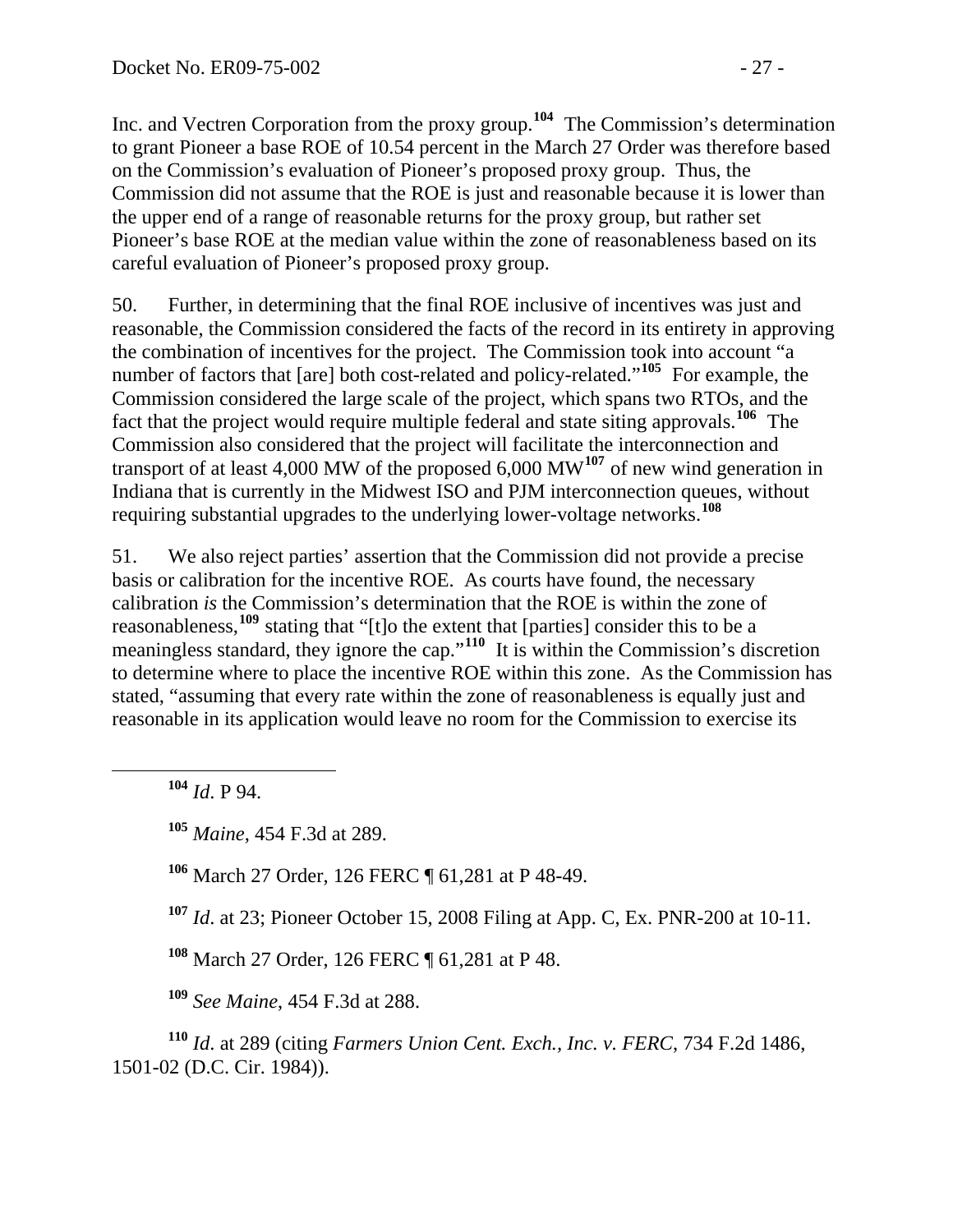Inc. and Vectren Corporation from the proxy group.[104] The Commission's determination to grant Pioneer a base ROE of 10.54 percent in the March 27 Order was therefore based on the Commission's evaluation of Pioneer's proposed proxy group. Thus, the Commission did not assume that the ROE is just and reasonable because it is lower than the upper end of a range of reasonable returns for the proxy group, but rather set Pioneer's base ROE at the median value within the zone of reasonableness based on its careful evaluation of Pioneer's proposed proxy group.

50. Further, in determining that the final ROE inclusive of incentives was just and reasonable, the Commission considered the facts of the record in its entirety in approving the combination of incentives for the project. The Commission took into account "a number of factors that [are] both cost-related and policy-related."[105] For example, the Commission considered the large scale of the project, which spans two RTOs, and the fact that the project would require multiple federal and state siting approvals.[106] The Commission also considered that the project will facilitate the interconnection and transport of at least 4,000 MW of the proposed 6,000 MW[107] of new wind generation in Indiana that is currently in the Midwest ISO and PJM interconnection queues, without requiring substantial upgrades to the underlying lower-voltage networks.[108]

51. We also reject parties' assertion that the Commission did not provide a precise basis or calibration for the incentive ROE. As courts have found, the necessary calibration *is* the Commission's determination that the ROE is within the zone of reasonableness,[109] stating that "[t]o the extent that [parties] consider this to be a meaningless standard, they ignore the cap."[110] It is within the Commission's discretion to determine where to place the incentive ROE within this zone. As the Commission has stated, "assuming that every rate within the zone of reasonableness is equally just and reasonable in its application would leave no room for the Commission to exercise its

---

[104] *Id.* P 94.

[105] *Maine*, 454 F.3d at 289.

[106] March 27 Order, 126 FERC ¶ 61,281 at P 48-49.

[107] *Id.* at 23; Pioneer October 15, 2008 Filing at App. C, Ex. PNR-200 at 10-11.

[108] March 27 Order, 126 FERC ¶ 61,281 at P 48.

[109] *See Maine*, 454 F.3d at 288.

[110] *Id.* at 289 (citing *Farmers Union Cent. Exch., Inc. v. FERC*, 734 F.2d 1486, 1501-02 (D.C. Cir. 1984)).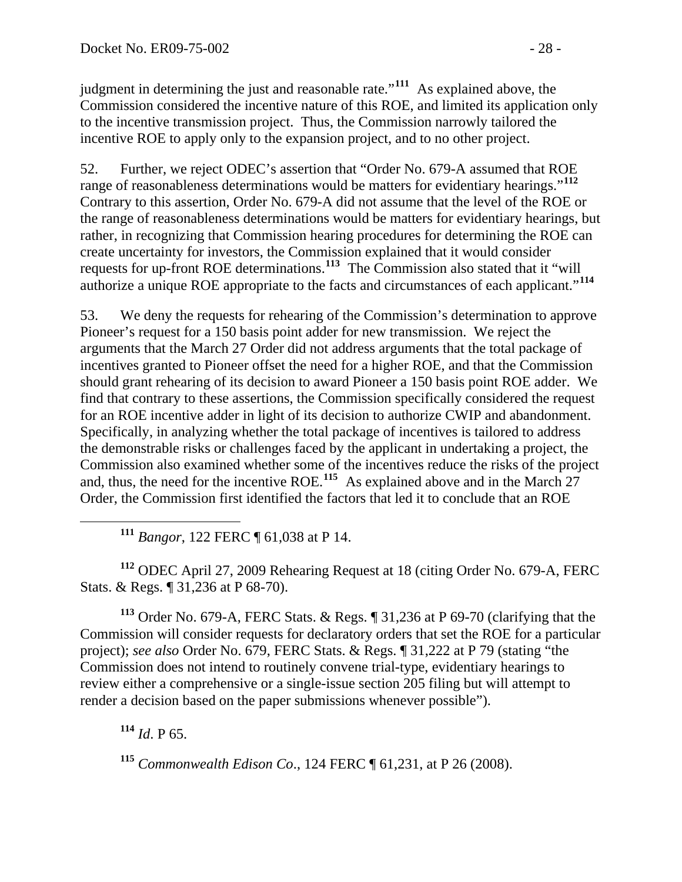judgment in determining the just and reasonable rate."[111] As explained above, the Commission considered the incentive nature of this ROE, and limited its application only to the incentive transmission project. Thus, the Commission narrowly tailored the incentive ROE to apply only to the expansion project, and to no other project.

52. Further, we reject ODEC's assertion that "Order No. 679-A assumed that ROE range of reasonableness determinations would be matters for evidentiary hearings."[112] Contrary to this assertion, Order No. 679-A did not assume that the level of the ROE or the range of reasonableness determinations would be matters for evidentiary hearings, but rather, in recognizing that Commission hearing procedures for determining the ROE can create uncertainty for investors, the Commission explained that it would consider requests for up-front ROE determinations.[113] The Commission also stated that it "will authorize a unique ROE appropriate to the facts and circumstances of each applicant."[114]

53. We deny the requests for rehearing of the Commission's determination to approve Pioneer's request for a 150 basis point adder for new transmission. We reject the arguments that the March 27 Order did not address arguments that the total package of incentives granted to Pioneer offset the need for a higher ROE, and that the Commission should grant rehearing of its decision to award Pioneer a 150 basis point ROE adder. We find that contrary to these assertions, the Commission specifically considered the request for an ROE incentive adder in light of its decision to authorize CWIP and abandonment. Specifically, in analyzing whether the total package of incentives is tailored to address the demonstrable risks or challenges faced by the applicant in undertaking a project, the Commission also examined whether some of the incentives reduce the risks of the project and, thus, the need for the incentive ROE.[115] As explained above and in the March 27 Order, the Commission first identified the factors that led it to conclude that an ROE

---

[111] *Bangor*, 122 FERC ¶ 61,038 at P 14.

[112] ODEC April 27, 2009 Rehearing Request at 18 (citing Order No. 679-A, FERC Stats. & Regs. ¶ 31,236 at P 68-70).

[113] Order No. 679-A, FERC Stats. & Regs. ¶ 31,236 at P 69-70 (clarifying that the Commission will consider requests for declaratory orders that set the ROE for a particular project); *see also* Order No. 679, FERC Stats. & Regs. ¶ 31,222 at P 79 (stating "the Commission does not intend to routinely convene trial-type, evidentiary hearings to review either a comprehensive or a single-issue section 205 filing but will attempt to render a decision based on the paper submissions whenever possible").

[114] *Id*. P 65.

[115] *Commonwealth Edison Co*., 124 FERC ¶ 61,231, at P 26 (2008).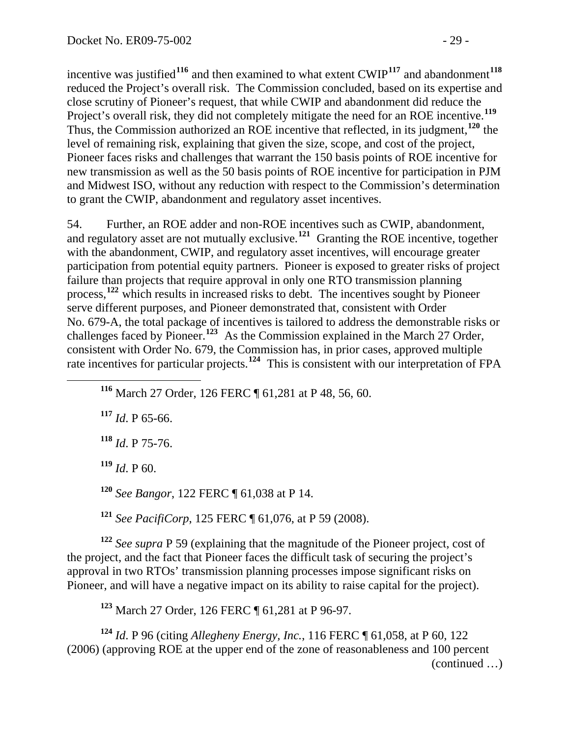incentive was justified[116] and then examined to what extent CWIP[117] and abandonment[118] reduced the Project's overall risk. The Commission concluded, based on its expertise and close scrutiny of Pioneer's request, that while CWIP and abandonment did reduce the Project's overall risk, they did not completely mitigate the need for an ROE incentive.[119] Thus, the Commission authorized an ROE incentive that reflected, in its judgment,[120] the level of remaining risk, explaining that given the size, scope, and cost of the project, Pioneer faces risks and challenges that warrant the 150 basis points of ROE incentive for new transmission as well as the 50 basis points of ROE incentive for participation in PJM and Midwest ISO, without any reduction with respect to the Commission's determination to grant the CWIP, abandonment and regulatory asset incentives.

54. Further, an ROE adder and non-ROE incentives such as CWIP, abandonment, and regulatory asset are not mutually exclusive.[121] Granting the ROE incentive, together with the abandonment, CWIP, and regulatory asset incentives, will encourage greater participation from potential equity partners. Pioneer is exposed to greater risks of project failure than projects that require approval in only one RTO transmission planning process,[122] which results in increased risks to debt. The incentives sought by Pioneer serve different purposes, and Pioneer demonstrated that, consistent with Order No. 679-A, the total package of incentives is tailored to address the demonstrable risks or challenges faced by Pioneer.[123] As the Commission explained in the March 27 Order, consistent with Order No. 679, the Commission has, in prior cases, approved multiple rate incentives for particular projects.[124] This is consistent with our interpretation of FPA

---

[116] March 27 Order, 126 FERC ¶ 61,281 at P 48, 56, 60.

[117] *Id*. P 65-66.

[118] *Id*. P 75-76.

[119] *Id*. P 60.

[120] *See Bangor*, 122 FERC ¶ 61,038 at P 14.

[121] *See PacifiCorp*, 125 FERC ¶ 61,076, at P 59 (2008).

[122] *See supra* P 59 (explaining that the magnitude of the Pioneer project, cost of the project, and the fact that Pioneer faces the difficult task of securing the project's approval in two RTOs' transmission planning processes impose significant risks on Pioneer, and will have a negative impact on its ability to raise capital for the project).

[123] March 27 Order, 126 FERC ¶ 61,281 at P 96-97.

[124] *Id*. P 96 (citing *Allegheny Energy, Inc.*, 116 FERC ¶ 61,058, at P 60, 122 (2006) (approving ROE at the upper end of the zone of reasonableness and 100 percent

(continued …)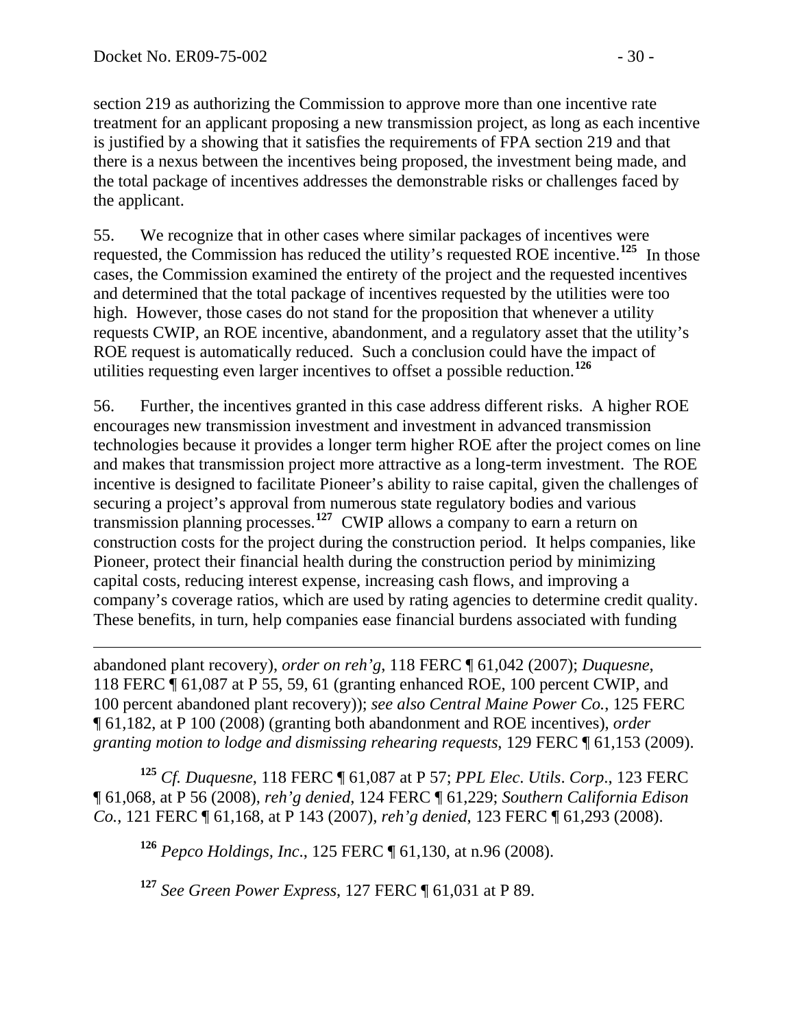section 219 as authorizing the Commission to approve more than one incentive rate treatment for an applicant proposing a new transmission project, as long as each incentive is justified by a showing that it satisfies the requirements of FPA section 219 and that there is a nexus between the incentives being proposed, the investment being made, and the total package of incentives addresses the demonstrable risks or challenges faced by the applicant.

55. We recognize that in other cases where similar packages of incentives were requested, the Commission has reduced the utility's requested ROE incentive.[125] In those cases, the Commission examined the entirety of the project and the requested incentives and determined that the total package of incentives requested by the utilities were too high. However, those cases do not stand for the proposition that whenever a utility requests CWIP, an ROE incentive, abandonment, and a regulatory asset that the utility's ROE request is automatically reduced. Such a conclusion could have the impact of utilities requesting even larger incentives to offset a possible reduction.[126]

56. Further, the incentives granted in this case address different risks. A higher ROE encourages new transmission investment and investment in advanced transmission technologies because it provides a longer term higher ROE after the project comes on line and makes that transmission project more attractive as a long-term investment. The ROE incentive is designed to facilitate Pioneer's ability to raise capital, given the challenges of securing a project's approval from numerous state regulatory bodies and various transmission planning processes.[127] CWIP allows a company to earn a return on construction costs for the project during the construction period. It helps companies, like Pioneer, protect their financial health during the construction period by minimizing capital costs, reducing interest expense, increasing cash flows, and improving a company's coverage ratios, which are used by rating agencies to determine credit quality. These benefits, in turn, help companies ease financial burdens associated with funding

---

abandoned plant recovery), *order on reh'g*, 118 FERC ¶ 61,042 (2007); *Duquesne*, 118 FERC ¶ 61,087 at P 55, 59, 61 (granting enhanced ROE, 100 percent CWIP, and 100 percent abandoned plant recovery)); *see also Central Maine Power Co.*, 125 FERC ¶ 61,182, at P 100 (2008) (granting both abandonment and ROE incentives), *order granting motion to lodge and dismissing rehearing requests*, 129 FERC ¶ 61,153 (2009).

[125] *Cf. Duquesne*, 118 FERC ¶ 61,087 at P 57; *PPL Elec. Utils. Corp*., 123 FERC ¶ 61,068, at P 56 (2008), *reh'g denied*, 124 FERC ¶ 61,229; *Southern California Edison Co.*, 121 FERC ¶ 61,168, at P 143 (2007), *reh'g denied*, 123 FERC ¶ 61,293 (2008).

[126] *Pepco Holdings, Inc*., 125 FERC ¶ 61,130, at n.96 (2008).

[127] *See Green Power Express*, 127 FERC ¶ 61,031 at P 89.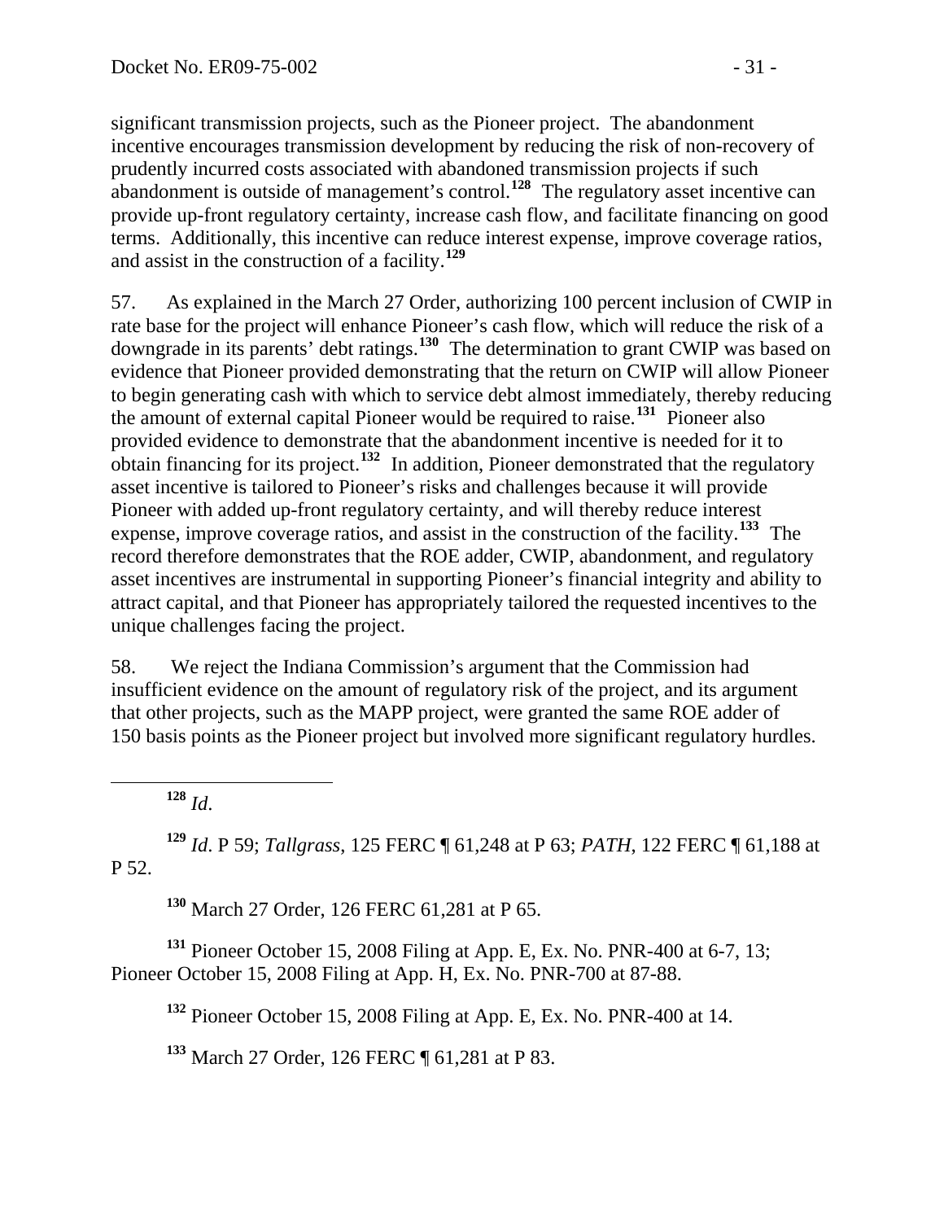significant transmission projects, such as the Pioneer project. The abandonment incentive encourages transmission development by reducing the risk of non-recovery of prudently incurred costs associated with abandoned transmission projects if such abandonment is outside of management's control.[128] The regulatory asset incentive can provide up-front regulatory certainty, increase cash flow, and facilitate financing on good terms. Additionally, this incentive can reduce interest expense, improve coverage ratios, and assist in the construction of a facility.[129]

57. As explained in the March 27 Order, authorizing 100 percent inclusion of CWIP in rate base for the project will enhance Pioneer's cash flow, which will reduce the risk of a downgrade in its parents' debt ratings.[130] The determination to grant CWIP was based on evidence that Pioneer provided demonstrating that the return on CWIP will allow Pioneer to begin generating cash with which to service debt almost immediately, thereby reducing the amount of external capital Pioneer would be required to raise.[131] Pioneer also provided evidence to demonstrate that the abandonment incentive is needed for it to obtain financing for its project.[132] In addition, Pioneer demonstrated that the regulatory asset incentive is tailored to Pioneer's risks and challenges because it will provide Pioneer with added up-front regulatory certainty, and will thereby reduce interest expense, improve coverage ratios, and assist in the construction of the facility.[133] The record therefore demonstrates that the ROE adder, CWIP, abandonment, and regulatory asset incentives are instrumental in supporting Pioneer's financial integrity and ability to attract capital, and that Pioneer has appropriately tailored the requested incentives to the unique challenges facing the project.

58. We reject the Indiana Commission's argument that the Commission had insufficient evidence on the amount of regulatory risk of the project, and its argument that other projects, such as the MAPP project, were granted the same ROE adder of 150 basis points as the Pioneer project but involved more significant regulatory hurdles.

---

[128] *Id.*

[129] *Id.* P 59; *Tallgrass*, 125 FERC ¶ 61,248 at P 63; *PATH*, 122 FERC ¶ 61,188 at P 52.

[130] March 27 Order, 126 FERC 61,281 at P 65.

[131] Pioneer October 15, 2008 Filing at App. E, Ex. No. PNR-400 at 6-7, 13; Pioneer October 15, 2008 Filing at App. H, Ex. No. PNR-700 at 87-88.

[132] Pioneer October 15, 2008 Filing at App. E, Ex. No. PNR-400 at 14.

[133] March 27 Order, 126 FERC ¶ 61,281 at P 83.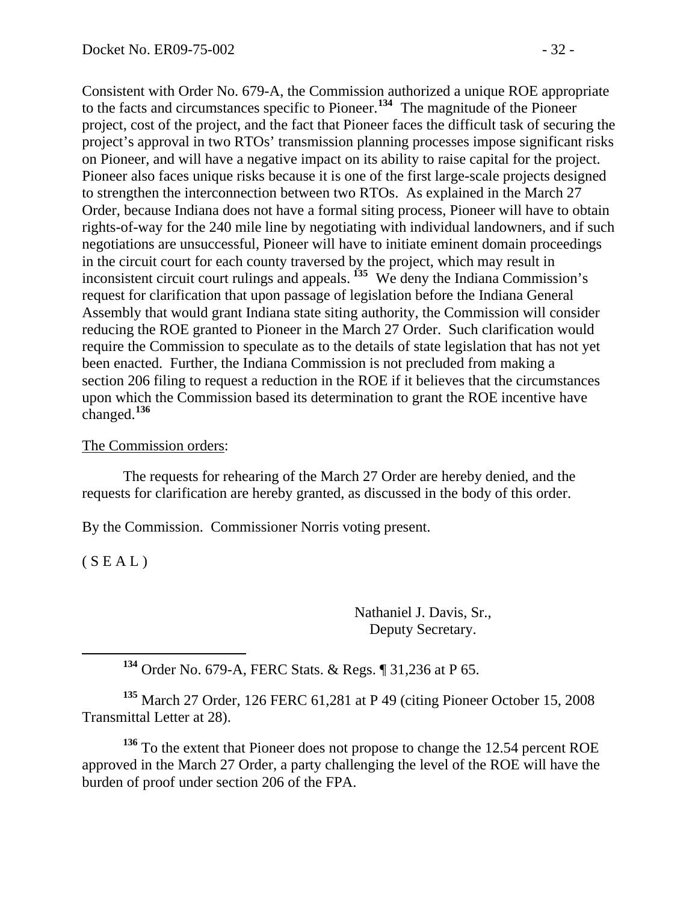Consistent with Order No. 679-A, the Commission authorized a unique ROE appropriate to the facts and circumstances specific to Pioneer.[134] The magnitude of the Pioneer project, cost of the project, and the fact that Pioneer faces the difficult task of securing the project's approval in two RTOs' transmission planning processes impose significant risks on Pioneer, and will have a negative impact on its ability to raise capital for the project. Pioneer also faces unique risks because it is one of the first large-scale projects designed to strengthen the interconnection between two RTOs. As explained in the March 27 Order, because Indiana does not have a formal siting process, Pioneer will have to obtain rights-of-way for the 240 mile line by negotiating with individual landowners, and if such negotiations are unsuccessful, Pioneer will have to initiate eminent domain proceedings in the circuit court for each county traversed by the project, which may result in inconsistent circuit court rulings and appeals.[135] We deny the Indiana Commission's request for clarification that upon passage of legislation before the Indiana General Assembly that would grant Indiana state siting authority, the Commission will consider reducing the ROE granted to Pioneer in the March 27 Order. Such clarification would require the Commission to speculate as to the details of state legislation that has not yet been enacted. Further, the Indiana Commission is not precluded from making a section 206 filing to request a reduction in the ROE if it believes that the circumstances upon which the Commission based its determination to grant the ROE incentive have changed.[136]

The Commission orders:

The requests for rehearing of the March 27 Order are hereby denied, and the requests for clarification are hereby granted, as discussed in the body of this order.

By the Commission. Commissioner Norris voting present.

( S E A L )

Nathaniel J. Davis, Sr.,
Deputy Secretary.

---

[134] Order No. 679-A, FERC Stats. & Regs. ¶ 31,236 at P 65.

[135] March 27 Order, 126 FERC 61,281 at P 49 (citing Pioneer October 15, 2008 Transmittal Letter at 28).

[136] To the extent that Pioneer does not propose to change the 12.54 percent ROE approved in the March 27 Order, a party challenging the level of the ROE will have the burden of proof under section 206 of the FPA.